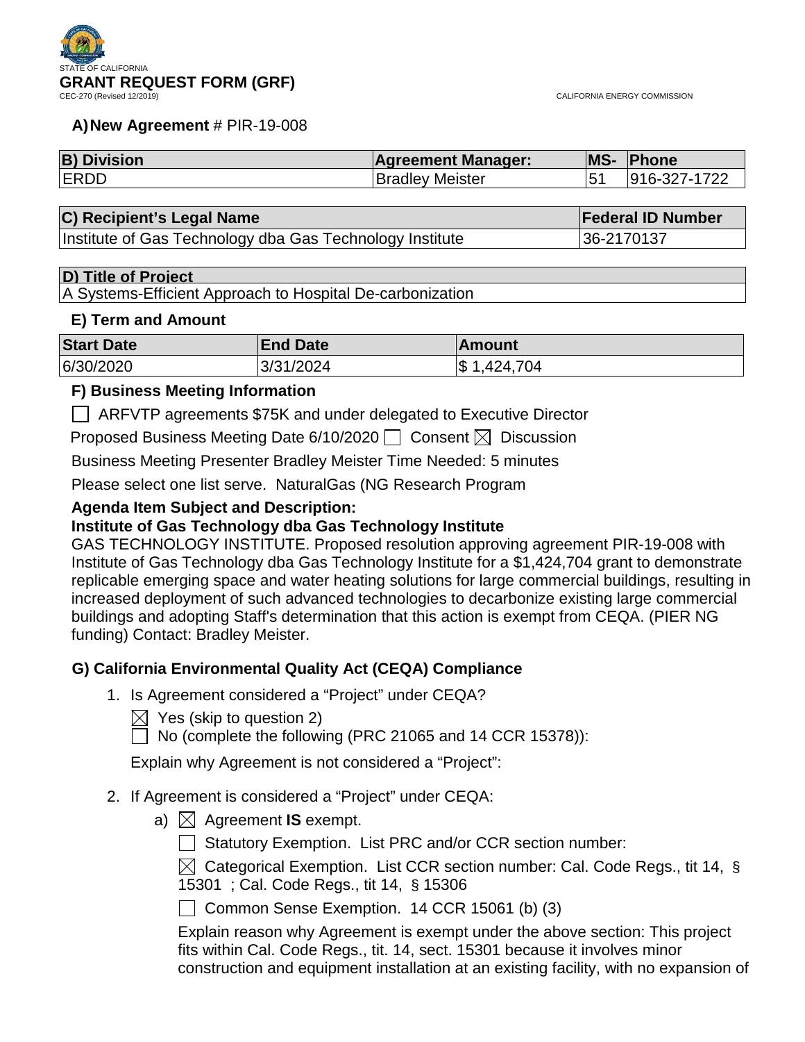STATE OF CALIFORNIA

# GRANT REQUEST FORM (GRF)

CEC-270 (Revised 12/2019)

CALIFORNIA ENERGY COMMISSION

## A) New Agreement # PIR-19-008

| B) Division | Agreement Manager: | MS- | Phone |
|---|---|---|---|
| ERDD | Bradley Meister | 51 | 916-327-1722 |

| C) Recipient's Legal Name | Federal ID Number |
|---|---|
| Institute of Gas Technology dba Gas Technology Institute | 36-2170137 |

| D) Title of Project |
|---|
| A Systems-Efficient Approach to Hospital De-carbonization |

## E) Term and Amount

| Start Date | End Date | Amount |
|---|---|---|
| 6/30/2020 | 3/31/2024 | $ 1,424,704 |

## F) Business Meeting Information

☐ ARFVTP agreements $75K and under delegated to Executive Director

Proposed Business Meeting Date 6/10/2020 ☐ Consent ☒ Discussion

Business Meeting Presenter Bradley Meister Time Needed: 5 minutes

Please select one list serve. NaturalGas (NG Research Program

**Agenda Item Subject and Description:**

**Institute of Gas Technology dba Gas Technology Institute**

GAS TECHNOLOGY INSTITUTE. Proposed resolution approving agreement PIR-19-008 with Institute of Gas Technology dba Gas Technology Institute for a $1,424,704 grant to demonstrate replicable emerging space and water heating solutions for large commercial buildings, resulting in increased deployment of such advanced technologies to decarbonize existing large commercial buildings and adopting Staff's determination that this action is exempt from CEQA. (PIER NG funding) Contact: Bradley Meister.

## G) California Environmental Quality Act (CEQA) Compliance

1. Is Agreement considered a "Project" under CEQA?

   ☒ Yes (skip to question 2)

   ☐ No (complete the following (PRC 21065 and 14 CCR 15378)):

   Explain why Agreement is not considered a "Project":

2. If Agreement is considered a "Project" under CEQA:

   a) ☒ Agreement **IS** exempt.

      ☐ Statutory Exemption. List PRC and/or CCR section number:

      ☒ Categorical Exemption. List CCR section number: Cal. Code Regs., tit 14, § 15301 ; Cal. Code Regs., tit 14, § 15306

      ☐ Common Sense Exemption. 14 CCR 15061 (b) (3)

      Explain reason why Agreement is exempt under the above section: This project fits within Cal. Code Regs., tit. 14, sect. 15301 because it involves minor construction and equipment installation at an existing facility, with no expansion of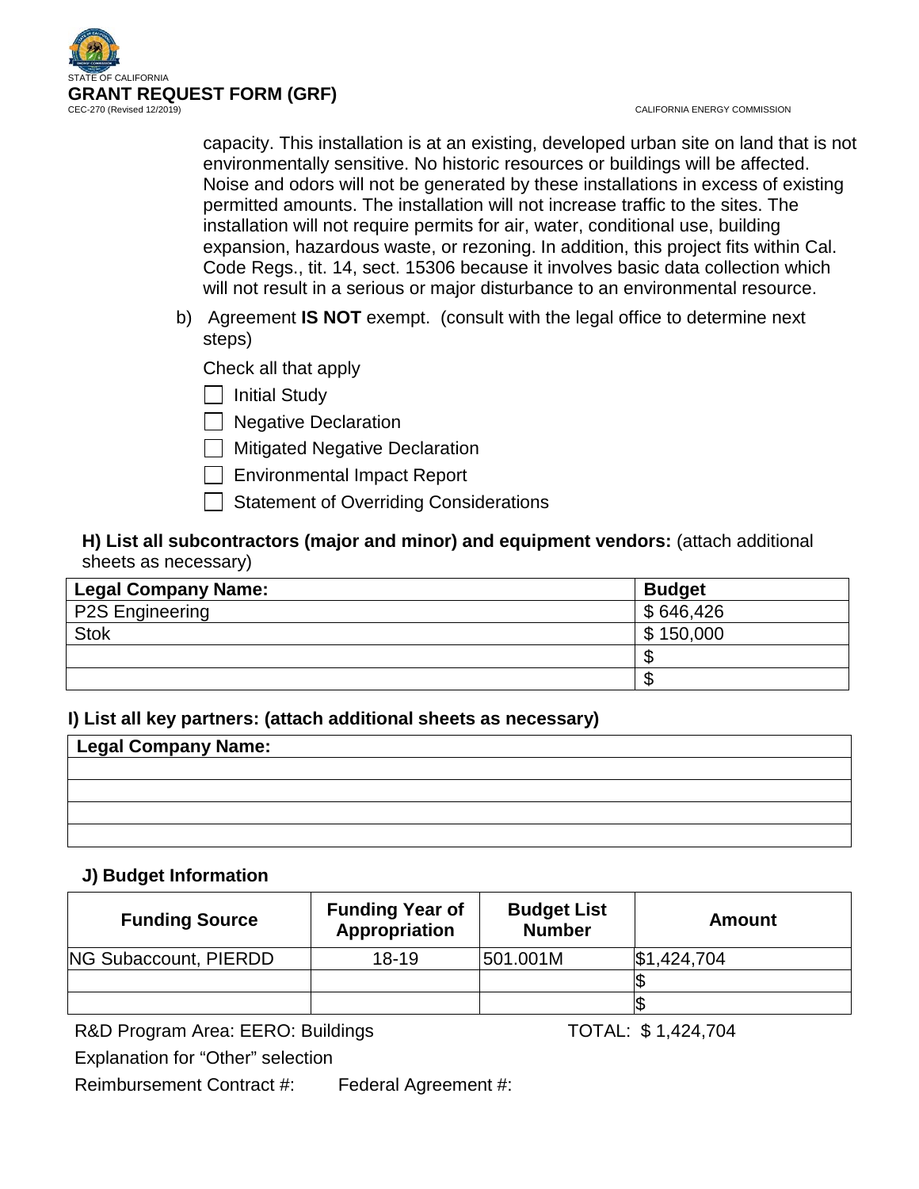capacity. This installation is at an existing, developed urban site on land that is not environmentally sensitive. No historic resources or buildings will be affected. Noise and odors will not be generated by these installations in excess of existing permitted amounts. The installation will not increase traffic to the sites. The installation will not require permits for air, water, conditional use, building expansion, hazardous waste, or rezoning. In addition, this project fits within Cal. Code Regs., tit. 14, sect. 15306 because it involves basic data collection which will not result in a serious or major disturbance to an environmental resource.

b) Agreement **IS NOT** exempt. (consult with the legal office to determine next steps)

Check all that apply

- [ ] Initial Study
- [ ] Negative Declaration
- [ ] Mitigated Negative Declaration
- [ ] Environmental Impact Report
- [ ] Statement of Overriding Considerations

**H) List all subcontractors (major and minor) and equipment vendors:** (attach additional sheets as necessary)

| Legal Company Name: | Budget |
|---|---|
| P2S Engineering | $ 646,426 |
| Stok | $ 150,000 |
| | $ |
| | $ |

**I) List all key partners: (attach additional sheets as necessary)**

| Legal Company Name: |
|---|
| |
| |
| |
| |

**J) Budget Information**

| Funding Source | Funding Year of Appropriation | Budget List Number | Amount |
|---|---|---|---|
| NG Subaccount, PIERDD | 18-19 | 501.001M | $1,424,704 |
| | | | $ |
| | | | $ |

R&D Program Area: EERO: Buildings TOTAL: $ 1,424,704

Explanation for “Other” selection

Reimbursement Contract #: Federal Agreement #: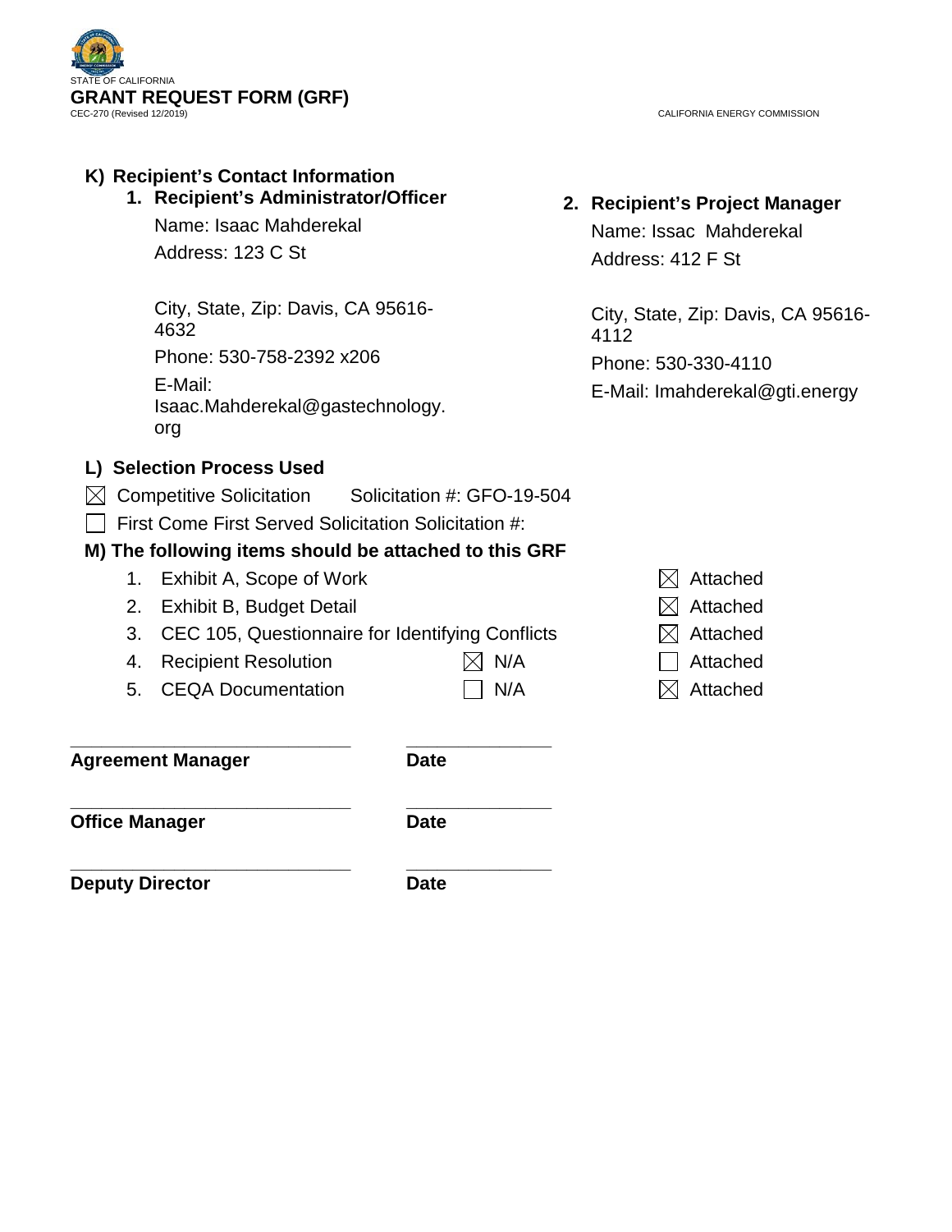STATE OF CALIFORNIA

**GRANT REQUEST FORM (GRF)**

CEC-270 (Revised 12/2019)

CALIFORNIA ENERGY COMMISSION

## K) Recipient's Contact Information

### 1. Recipient's Administrator/Officer

Name: Isaac Mahderekal

Address: 123 C St

City, State, Zip: Davis, CA 95616-4632

Phone: 530-758-2392 x206

E-Mail: Isaac.Mahderekal@gastechnology.org

### 2. Recipient's Project Manager

Name: Issac Mahderekal

Address: 412 F St

City, State, Zip: Davis, CA 95616-4112

Phone: 530-330-4110

E-Mail: Imahderekal@gti.energy

## L) Selection Process Used

☒ Competitive Solicitation     Solicitation #: GFO-19-504

☐ First Come First Served Solicitation Solicitation #:

## M) The following items should be attached to this GRF

| Item | N/A | Attached |
|---|---|---|
| 1. Exhibit A, Scope of Work | | ☒ Attached |
| 2. Exhibit B, Budget Detail | | ☒ Attached |
| 3. CEC 105, Questionnaire for Identifying Conflicts | | ☒ Attached |
| 4. Recipient Resolution | ☒ N/A | ☐ Attached |
| 5. CEQA Documentation | ☐ N/A | ☒ Attached |

_____________________________     _______________

**Agreement Manager**     **Date**

_____________________________     _______________

**Office Manager**     **Date**

_____________________________     _______________

**Deputy Director**     **Date**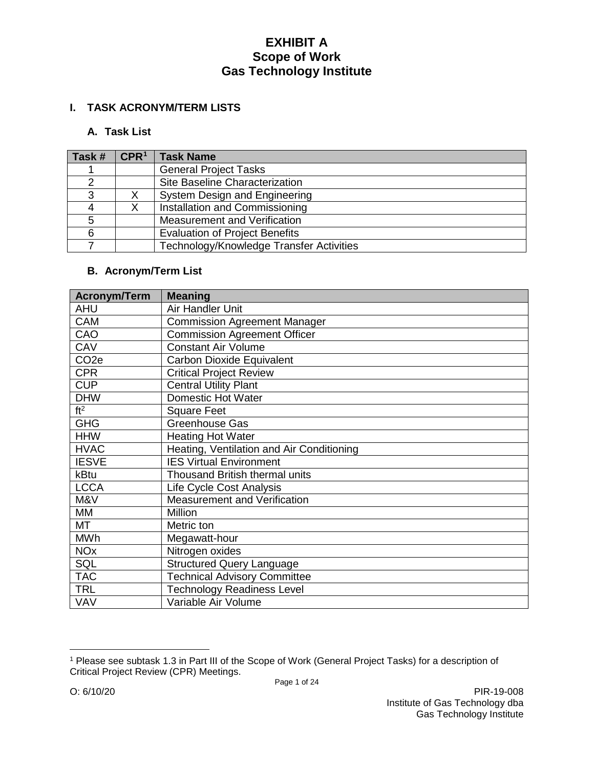# EXHIBIT A
# Scope of Work
# Gas Technology Institute

## I. TASK ACRONYM/TERM LISTS

### A. Task List

| Task # | CPR[1] | Task Name |
|---|---|---|
| 1 | | General Project Tasks |
| 2 | | Site Baseline Characterization |
| 3 | X | System Design and Engineering |
| 4 | X | Installation and Commissioning |
| 5 | | Measurement and Verification |
| 6 | | Evaluation of Project Benefits |
| 7 | | Technology/Knowledge Transfer Activities |

### B. Acronym/Term List

| Acronym/Term | Meaning |
|---|---|
| AHU | Air Handler Unit |
| CAM | Commission Agreement Manager |
| CAO | Commission Agreement Officer |
| CAV | Constant Air Volume |
| CO2e | Carbon Dioxide Equivalent |
| CPR | Critical Project Review |
| CUP | Central Utility Plant |
| DHW | Domestic Hot Water |
| $ft^2$ | Square Feet |
| GHG | Greenhouse Gas |
| HHW | Heating Hot Water |
| HVAC | Heating, Ventilation and Air Conditioning |
| IESVE | IES Virtual Environment |
| kBtu | Thousand British thermal units |
| LCCA | Life Cycle Cost Analysis |
| M&V | Measurement and Verification |
| MM | Million |
| MT | Metric ton |
| MWh | Megawatt-hour |
| NOx | Nitrogen oxides |
| SQL | Structured Query Language |
| TAC | Technical Advisory Committee |
| TRL | Technology Readiness Level |
| VAV | Variable Air Volume |

[1] Please see subtask 1.3 in Part III of the Scope of Work (General Project Tasks) for a description of Critical Project Review (CPR) Meetings.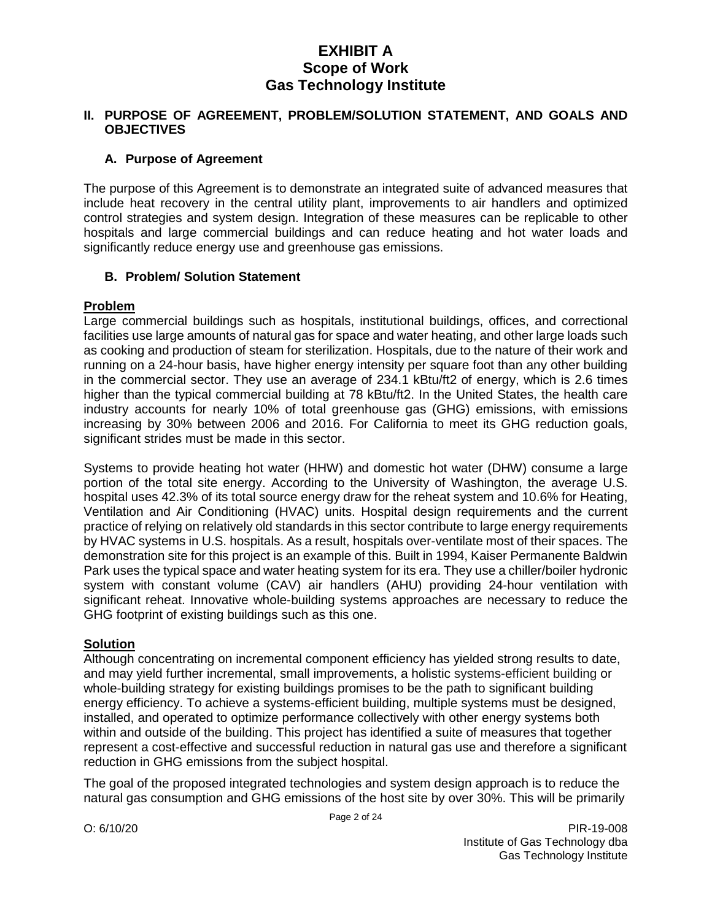# EXHIBIT A
# Scope of Work
# Gas Technology Institute

## II. PURPOSE OF AGREEMENT, PROBLEM/SOLUTION STATEMENT, AND GOALS AND OBJECTIVES

### A. Purpose of Agreement

The purpose of this Agreement is to demonstrate an integrated suite of advanced measures that include heat recovery in the central utility plant, improvements to air handlers and optimized control strategies and system design. Integration of these measures can be replicable to other hospitals and large commercial buildings and can reduce heating and hot water loads and significantly reduce energy use and greenhouse gas emissions.

### B. Problem/ Solution Statement

**Problem**

Large commercial buildings such as hospitals, institutional buildings, offices, and correctional facilities use large amounts of natural gas for space and water heating, and other large loads such as cooking and production of steam for sterilization. Hospitals, due to the nature of their work and running on a 24-hour basis, have higher energy intensity per square foot than any other building in the commercial sector. They use an average of 234.1 kBtu/ft2 of energy, which is 2.6 times higher than the typical commercial building at 78 kBtu/ft2. In the United States, the health care industry accounts for nearly 10% of total greenhouse gas (GHG) emissions, with emissions increasing by 30% between 2006 and 2016. For California to meet its GHG reduction goals, significant strides must be made in this sector.

Systems to provide heating hot water (HHW) and domestic hot water (DHW) consume a large portion of the total site energy. According to the University of Washington, the average U.S. hospital uses 42.3% of its total source energy draw for the reheat system and 10.6% for Heating, Ventilation and Air Conditioning (HVAC) units. Hospital design requirements and the current practice of relying on relatively old standards in this sector contribute to large energy requirements by HVAC systems in U.S. hospitals. As a result, hospitals over-ventilate most of their spaces. The demonstration site for this project is an example of this. Built in 1994, Kaiser Permanente Baldwin Park uses the typical space and water heating system for its era. They use a chiller/boiler hydronic system with constant volume (CAV) air handlers (AHU) providing 24-hour ventilation with significant reheat. Innovative whole-building systems approaches are necessary to reduce the GHG footprint of existing buildings such as this one.

**Solution**

Although concentrating on incremental component efficiency has yielded strong results to date, and may yield further incremental, small improvements, a holistic systems-efficient building or whole-building strategy for existing buildings promises to be the path to significant building energy efficiency. To achieve a systems-efficient building, multiple systems must be designed, installed, and operated to optimize performance collectively with other energy systems both within and outside of the building. This project has identified a suite of measures that together represent a cost-effective and successful reduction in natural gas use and therefore a significant reduction in GHG emissions from the subject hospital.

The goal of the proposed integrated technologies and system design approach is to reduce the natural gas consumption and GHG emissions of the host site by over 30%. This will be primarily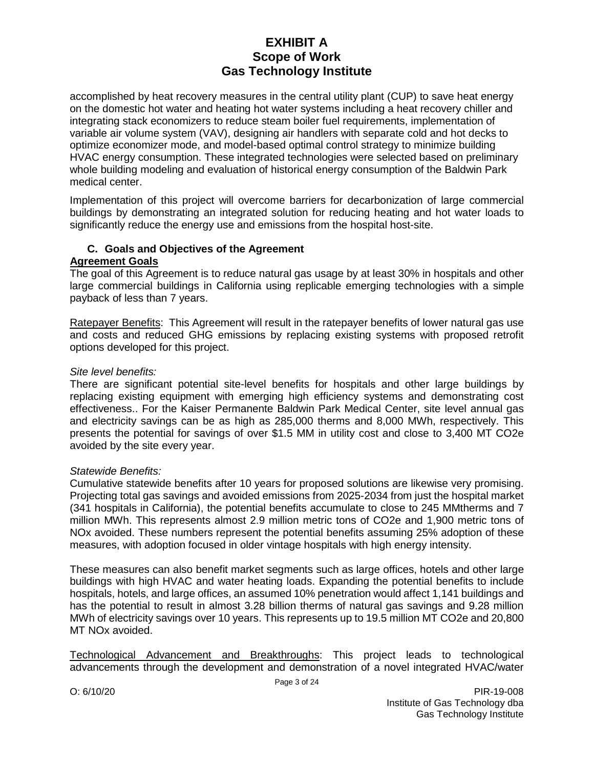accomplished by heat recovery measures in the central utility plant (CUP) to save heat energy on the domestic hot water and heating hot water systems including a heat recovery chiller and integrating stack economizers to reduce steam boiler fuel requirements, implementation of variable air volume system (VAV), designing air handlers with separate cold and hot decks to optimize economizer mode, and model-based optimal control strategy to minimize building HVAC energy consumption. These integrated technologies were selected based on preliminary whole building modeling and evaluation of historical energy consumption of the Baldwin Park medical center.

Implementation of this project will overcome barriers for decarbonization of large commercial buildings by demonstrating an integrated solution for reducing heating and hot water loads to significantly reduce the energy use and emissions from the hospital host-site.

### C. Goals and Objectives of the Agreement

**Agreement Goals**

The goal of this Agreement is to reduce natural gas usage by at least 30% in hospitals and other large commercial buildings in California using replicable emerging technologies with a simple payback of less than 7 years.

Ratepayer Benefits: This Agreement will result in the ratepayer benefits of lower natural gas use and costs and reduced GHG emissions by replacing existing systems with proposed retrofit options developed for this project.

*Site level benefits:*

There are significant potential site-level benefits for hospitals and other large buildings by replacing existing equipment with emerging high efficiency systems and demonstrating cost effectiveness.. For the Kaiser Permanente Baldwin Park Medical Center, site level annual gas and electricity savings can be as high as 285,000 therms and 8,000 MWh, respectively. This presents the potential for savings of over $1.5 MM in utility cost and close to 3,400 MT $CO_2e$ avoided by the site every year.

*Statewide Benefits:*

Cumulative statewide benefits after 10 years for proposed solutions are likewise very promising. Projecting total gas savings and avoided emissions from 2025-2034 from just the hospital market (341 hospitals in California), the potential benefits accumulate to close to 245 MMtherms and 7 million MWh. This represents almost 2.9 million metric tons of $CO_2e$ and 1,900 metric tons of $NO_x$ avoided. These numbers represent the potential benefits assuming 25% adoption of these measures, with adoption focused in older vintage hospitals with high energy intensity.

These measures can also benefit market segments such as large offices, hotels and other large buildings with high HVAC and water heating loads. Expanding the potential benefits to include hospitals, hotels, and large offices, an assumed 10% penetration would affect 1,141 buildings and has the potential to result in almost 3.28 billion therms of natural gas savings and 9.28 million MWh of electricity savings over 10 years. This represents up to 19.5 million MT $CO_2e$ and 20,800 MT $NO_x$ avoided.

Technological Advancement and Breakthroughs: This project leads to technological advancements through the development and demonstration of a novel integrated HVAC/water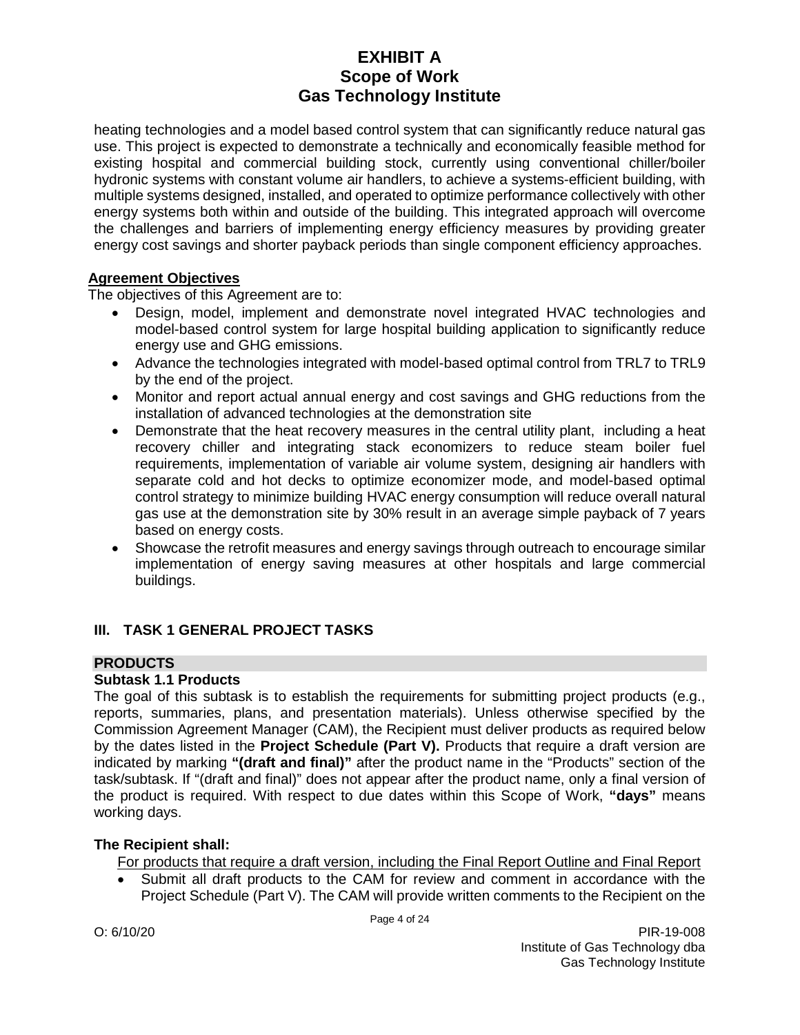heating technologies and a model based control system that can significantly reduce natural gas use. This project is expected to demonstrate a technically and economically feasible method for existing hospital and commercial building stock, currently using conventional chiller/boiler hydronic systems with constant volume air handlers, to achieve a systems-efficient building, with multiple systems designed, installed, and operated to optimize performance collectively with other energy systems both within and outside of the building. This integrated approach will overcome the challenges and barriers of implementing energy efficiency measures by providing greater energy cost savings and shorter payback periods than single component efficiency approaches.

**Agreement Objectives**

The objectives of this Agreement are to:

- Design, model, implement and demonstrate novel integrated HVAC technologies and model-based control system for large hospital building application to significantly reduce energy use and GHG emissions.
- Advance the technologies integrated with model-based optimal control from TRL7 to TRL9 by the end of the project.
- Monitor and report actual annual energy and cost savings and GHG reductions from the installation of advanced technologies at the demonstration site
- Demonstrate that the heat recovery measures in the central utility plant, including a heat recovery chiller and integrating stack economizers to reduce steam boiler fuel requirements, implementation of variable air volume system, designing air handlers with separate cold and hot decks to optimize economizer mode, and model-based optimal control strategy to minimize building HVAC energy consumption will reduce overall natural gas use at the demonstration site by 30% result in an average simple payback of 7 years based on energy costs.
- Showcase the retrofit measures and energy savings through outreach to encourage similar implementation of energy saving measures at other hospitals and large commercial buildings.

## III. TASK 1 GENERAL PROJECT TASKS

### PRODUCTS

**Subtask 1.1 Products**

The goal of this subtask is to establish the requirements for submitting project products (e.g., reports, summaries, plans, and presentation materials). Unless otherwise specified by the Commission Agreement Manager (CAM), the Recipient must deliver products as required below by the dates listed in the **Project Schedule (Part V).** Products that require a draft version are indicated by marking **"(draft and final)"** after the product name in the "Products" section of the task/subtask. If "(draft and final)" does not appear after the product name, only a final version of the product is required. With respect to due dates within this Scope of Work, **"days"** means working days.

**The Recipient shall:**

For products that require a draft version, including the Final Report Outline and Final Report

- Submit all draft products to the CAM for review and comment in accordance with the Project Schedule (Part V). The CAM will provide written comments to the Recipient on the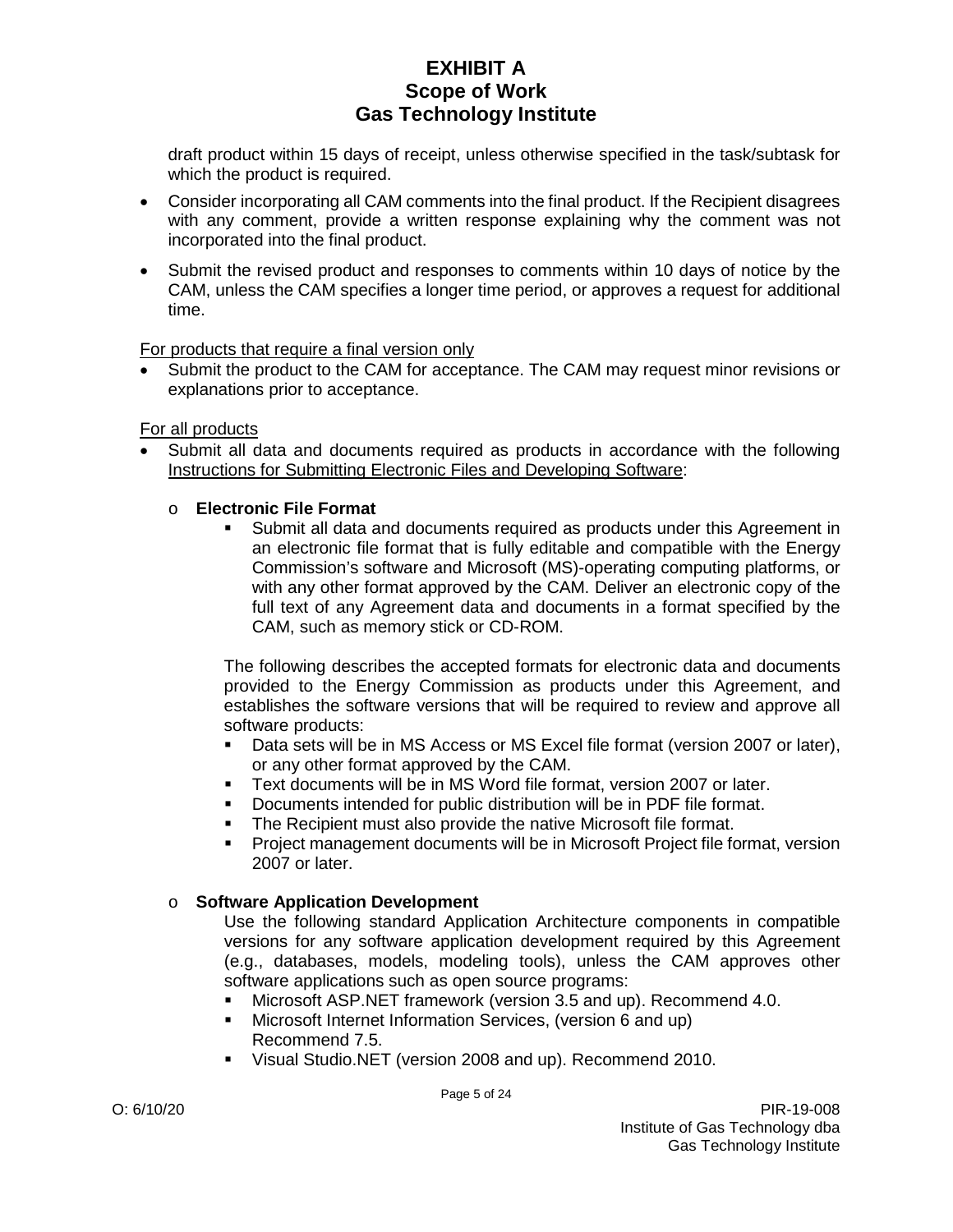draft product within 15 days of receipt, unless otherwise specified in the task/subtask for which the product is required.

- Consider incorporating all CAM comments into the final product. If the Recipient disagrees with any comment, provide a written response explaining why the comment was not incorporated into the final product.
- Submit the revised product and responses to comments within 10 days of notice by the CAM, unless the CAM specifies a longer time period, or approves a request for additional time.

For products that require a final version only

- Submit the product to the CAM for acceptance. The CAM may request minor revisions or explanations prior to acceptance.

For all products

- Submit all data and documents required as products in accordance with the following Instructions for Submitting Electronic Files and Developing Software:
  - **Electronic File Format**
    - Submit all data and documents required as products under this Agreement in an electronic file format that is fully editable and compatible with the Energy Commission's software and Microsoft (MS)-operating computing platforms, or with any other format approved by the CAM. Deliver an electronic copy of the full text of any Agreement data and documents in a format specified by the CAM, such as memory stick or CD-ROM.

    The following describes the accepted formats for electronic data and documents provided to the Energy Commission as products under this Agreement, and establishes the software versions that will be required to review and approve all software products:

    - Data sets will be in MS Access or MS Excel file format (version 2007 or later), or any other format approved by the CAM.
    - Text documents will be in MS Word file format, version 2007 or later.
    - Documents intended for public distribution will be in PDF file format.
    - The Recipient must also provide the native Microsoft file format.
    - Project management documents will be in Microsoft Project file format, version 2007 or later.
  - **Software Application Development**

    Use the following standard Application Architecture components in compatible versions for any software application development required by this Agreement (e.g., databases, models, modeling tools), unless the CAM approves other software applications such as open source programs:

    - Microsoft ASP.NET framework (version 3.5 and up). Recommend 4.0.
    - Microsoft Internet Information Services, (version 6 and up) Recommend 7.5.
    - Visual Studio.NET (version 2008 and up). Recommend 2010.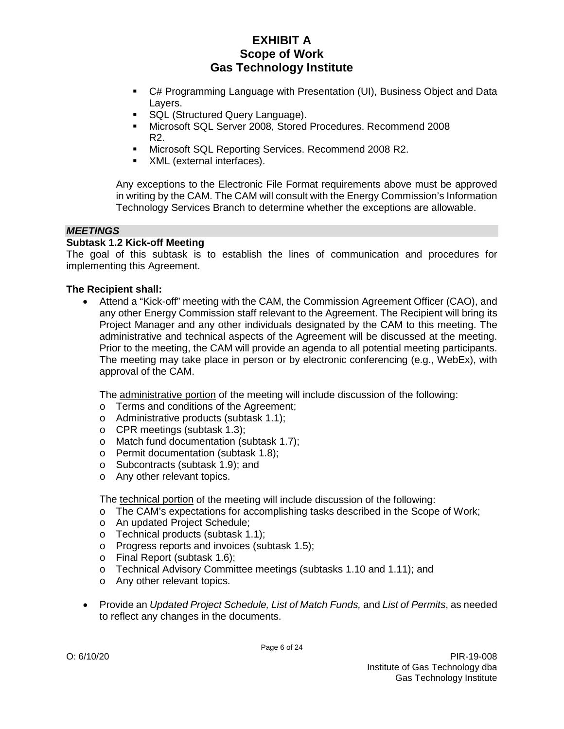- C# Programming Language with Presentation (UI), Business Object and Data Layers.
- SQL (Structured Query Language).
- Microsoft SQL Server 2008, Stored Procedures. Recommend 2008 R2.
- Microsoft SQL Reporting Services. Recommend 2008 R2.
- XML (external interfaces).

Any exceptions to the Electronic File Format requirements above must be approved in writing by the CAM. The CAM will consult with the Energy Commission's Information Technology Services Branch to determine whether the exceptions are allowable.

***MEETINGS***

**Subtask 1.2 Kick-off Meeting**

The goal of this subtask is to establish the lines of communication and procedures for implementing this Agreement.

**The Recipient shall:**

- Attend a "Kick-off" meeting with the CAM, the Commission Agreement Officer (CAO), and any other Energy Commission staff relevant to the Agreement. The Recipient will bring its Project Manager and any other individuals designated by the CAM to this meeting. The administrative and technical aspects of the Agreement will be discussed at the meeting. Prior to the meeting, the CAM will provide an agenda to all potential meeting participants. The meeting may take place in person or by electronic conferencing (e.g., WebEx), with approval of the CAM.

  The <u>administrative portion</u> of the meeting will include discussion of the following:
  - Terms and conditions of the Agreement;
  - Administrative products (subtask 1.1);
  - CPR meetings (subtask 1.3);
  - Match fund documentation (subtask 1.7);
  - Permit documentation (subtask 1.8);
  - Subcontracts (subtask 1.9); and
  - Any other relevant topics.

  The <u>technical portion</u> of the meeting will include discussion of the following:
  - The CAM's expectations for accomplishing tasks described in the Scope of Work;
  - An updated Project Schedule;
  - Technical products (subtask 1.1);
  - Progress reports and invoices (subtask 1.5);
  - Final Report (subtask 1.6);
  - Technical Advisory Committee meetings (subtasks 1.10 and 1.11); and
  - Any other relevant topics.

- Provide an *Updated Project Schedule, List of Match Funds,* and *List of Permits*, as needed to reflect any changes in the documents.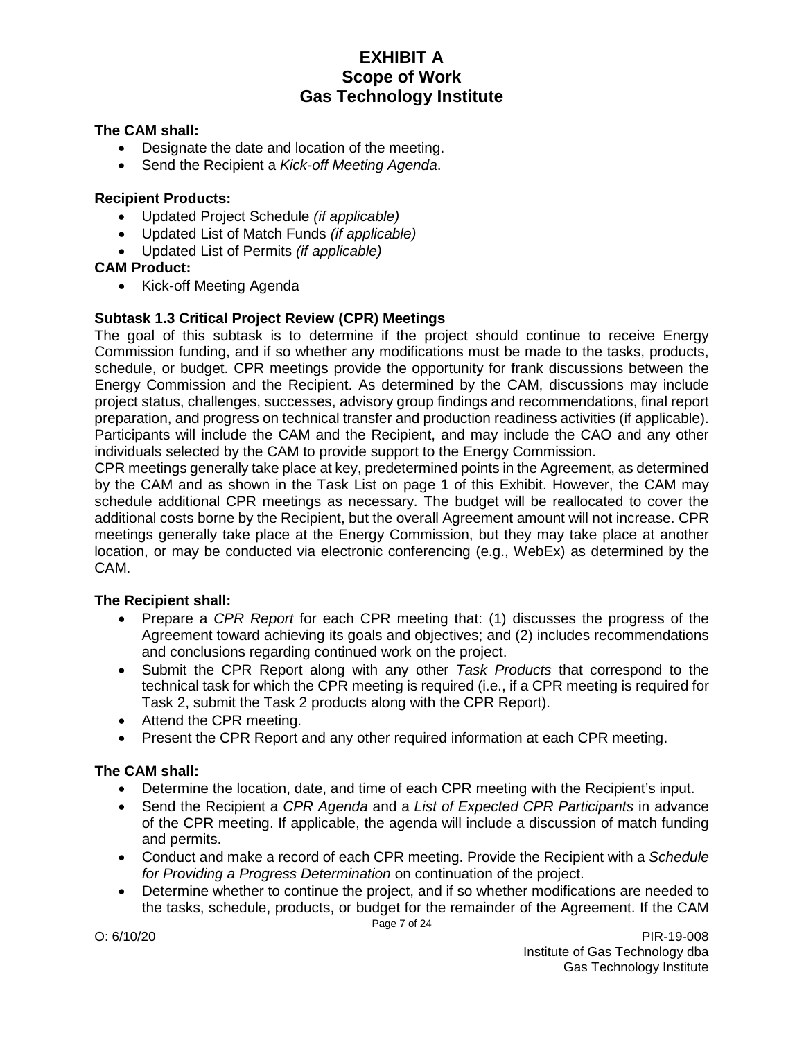**The CAM shall:**

- Designate the date and location of the meeting.
- Send the Recipient a *Kick-off Meeting Agenda*.

**Recipient Products:**

- Updated Project Schedule *(if applicable)*
- Updated List of Match Funds *(if applicable)*
- Updated List of Permits *(if applicable)*

**CAM Product:**

- Kick-off Meeting Agenda

**Subtask 1.3 Critical Project Review (CPR) Meetings**

The goal of this subtask is to determine if the project should continue to receive Energy Commission funding, and if so whether any modifications must be made to the tasks, products, schedule, or budget. CPR meetings provide the opportunity for frank discussions between the Energy Commission and the Recipient. As determined by the CAM, discussions may include project status, challenges, successes, advisory group findings and recommendations, final report preparation, and progress on technical transfer and production readiness activities (if applicable). Participants will include the CAM and the Recipient, and may include the CAO and any other individuals selected by the CAM to provide support to the Energy Commission.

CPR meetings generally take place at key, predetermined points in the Agreement, as determined by the CAM and as shown in the Task List on page 1 of this Exhibit. However, the CAM may schedule additional CPR meetings as necessary. The budget will be reallocated to cover the additional costs borne by the Recipient, but the overall Agreement amount will not increase. CPR meetings generally take place at the Energy Commission, but they may take place at another location, or may be conducted via electronic conferencing (e.g., WebEx) as determined by the CAM.

**The Recipient shall:**

- Prepare a *CPR Report* for each CPR meeting that: (1) discusses the progress of the Agreement toward achieving its goals and objectives; and (2) includes recommendations and conclusions regarding continued work on the project.
- Submit the CPR Report along with any other *Task Products* that correspond to the technical task for which the CPR meeting is required (i.e., if a CPR meeting is required for Task 2, submit the Task 2 products along with the CPR Report).
- Attend the CPR meeting.
- Present the CPR Report and any other required information at each CPR meeting.

**The CAM shall:**

- Determine the location, date, and time of each CPR meeting with the Recipient's input.
- Send the Recipient a *CPR Agenda* and a *List of Expected CPR Participants* in advance of the CPR meeting. If applicable, the agenda will include a discussion of match funding and permits.
- Conduct and make a record of each CPR meeting. Provide the Recipient with a *Schedule for Providing a Progress Determination* on continuation of the project.
- Determine whether to continue the project, and if so whether modifications are needed to the tasks, schedule, products, or budget for the remainder of the Agreement. If the CAM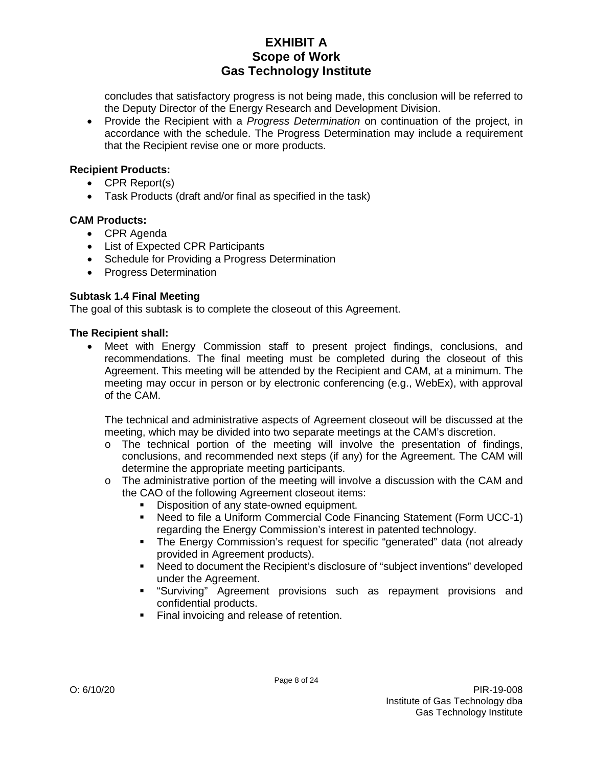concludes that satisfactory progress is not being made, this conclusion will be referred to the Deputy Director of the Energy Research and Development Division.

- Provide the Recipient with a *Progress Determination* on continuation of the project, in accordance with the schedule. The Progress Determination may include a requirement that the Recipient revise one or more products.

**Recipient Products:**

- CPR Report(s)
- Task Products (draft and/or final as specified in the task)

**CAM Products:**

- CPR Agenda
- List of Expected CPR Participants
- Schedule for Providing a Progress Determination
- Progress Determination

**Subtask 1.4 Final Meeting**

The goal of this subtask is to complete the closeout of this Agreement.

**The Recipient shall:**

- Meet with Energy Commission staff to present project findings, conclusions, and recommendations. The final meeting must be completed during the closeout of this Agreement. This meeting will be attended by the Recipient and CAM, at a minimum. The meeting may occur in person or by electronic conferencing (e.g., WebEx), with approval of the CAM.

  The technical and administrative aspects of Agreement closeout will be discussed at the meeting, which may be divided into two separate meetings at the CAM's discretion.

  - The technical portion of the meeting will involve the presentation of findings, conclusions, and recommended next steps (if any) for the Agreement. The CAM will determine the appropriate meeting participants.
  - The administrative portion of the meeting will involve a discussion with the CAM and the CAO of the following Agreement closeout items:
    - Disposition of any state-owned equipment.
    - Need to file a Uniform Commercial Code Financing Statement (Form UCC-1) regarding the Energy Commission's interest in patented technology.
    - The Energy Commission's request for specific "generated" data (not already provided in Agreement products).
    - Need to document the Recipient's disclosure of "subject inventions" developed under the Agreement.
    - "Surviving" Agreement provisions such as repayment provisions and confidential products.
    - Final invoicing and release of retention.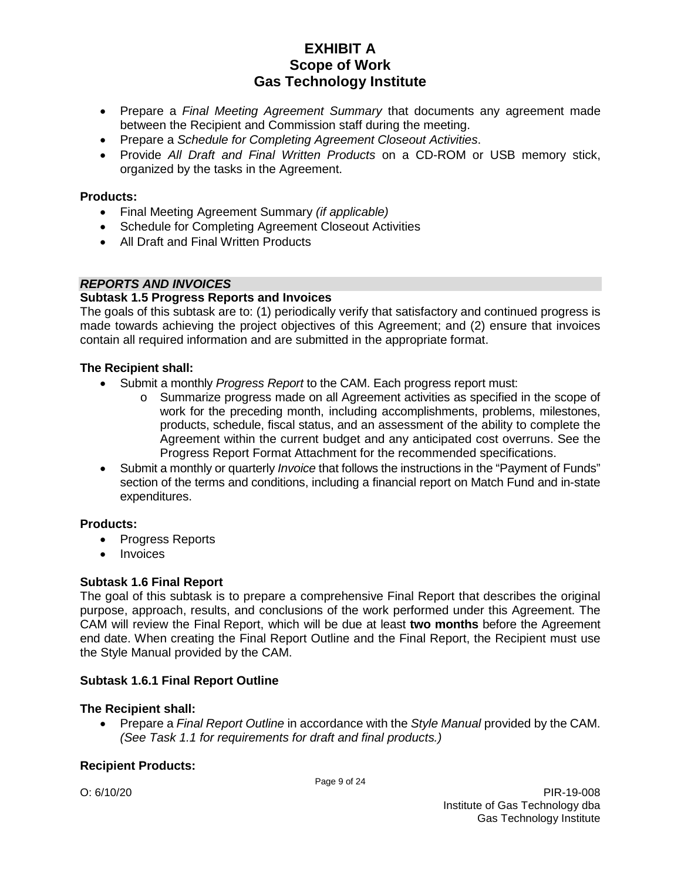- Prepare a *Final Meeting Agreement Summary* that documents any agreement made between the Recipient and Commission staff during the meeting.
- Prepare a *Schedule for Completing Agreement Closeout Activities*.
- Provide *All Draft and Final Written Products* on a CD-ROM or USB memory stick, organized by the tasks in the Agreement.

**Products:**

- Final Meeting Agreement Summary *(if applicable)*
- Schedule for Completing Agreement Closeout Activities
- All Draft and Final Written Products

***REPORTS AND INVOICES***

**Subtask 1.5 Progress Reports and Invoices**

The goals of this subtask are to: (1) periodically verify that satisfactory and continued progress is made towards achieving the project objectives of this Agreement; and (2) ensure that invoices contain all required information and are submitted in the appropriate format.

**The Recipient shall:**

- Submit a monthly *Progress Report* to the CAM. Each progress report must:
    - o Summarize progress made on all Agreement activities as specified in the scope of work for the preceding month, including accomplishments, problems, milestones, products, schedule, fiscal status, and an assessment of the ability to complete the Agreement within the current budget and any anticipated cost overruns. See the Progress Report Format Attachment for the recommended specifications.
- Submit a monthly or quarterly *Invoice* that follows the instructions in the "Payment of Funds" section of the terms and conditions, including a financial report on Match Fund and in-state expenditures.

**Products:**

- Progress Reports
- Invoices

**Subtask 1.6 Final Report**

The goal of this subtask is to prepare a comprehensive Final Report that describes the original purpose, approach, results, and conclusions of the work performed under this Agreement. The CAM will review the Final Report, which will be due at least **two months** before the Agreement end date. When creating the Final Report Outline and the Final Report, the Recipient must use the Style Manual provided by the CAM.

**Subtask 1.6.1 Final Report Outline**

**The Recipient shall:**

- Prepare a *Final Report Outline* in accordance with the *Style Manual* provided by the CAM. *(See Task 1.1 for requirements for draft and final products.)*

**Recipient Products:**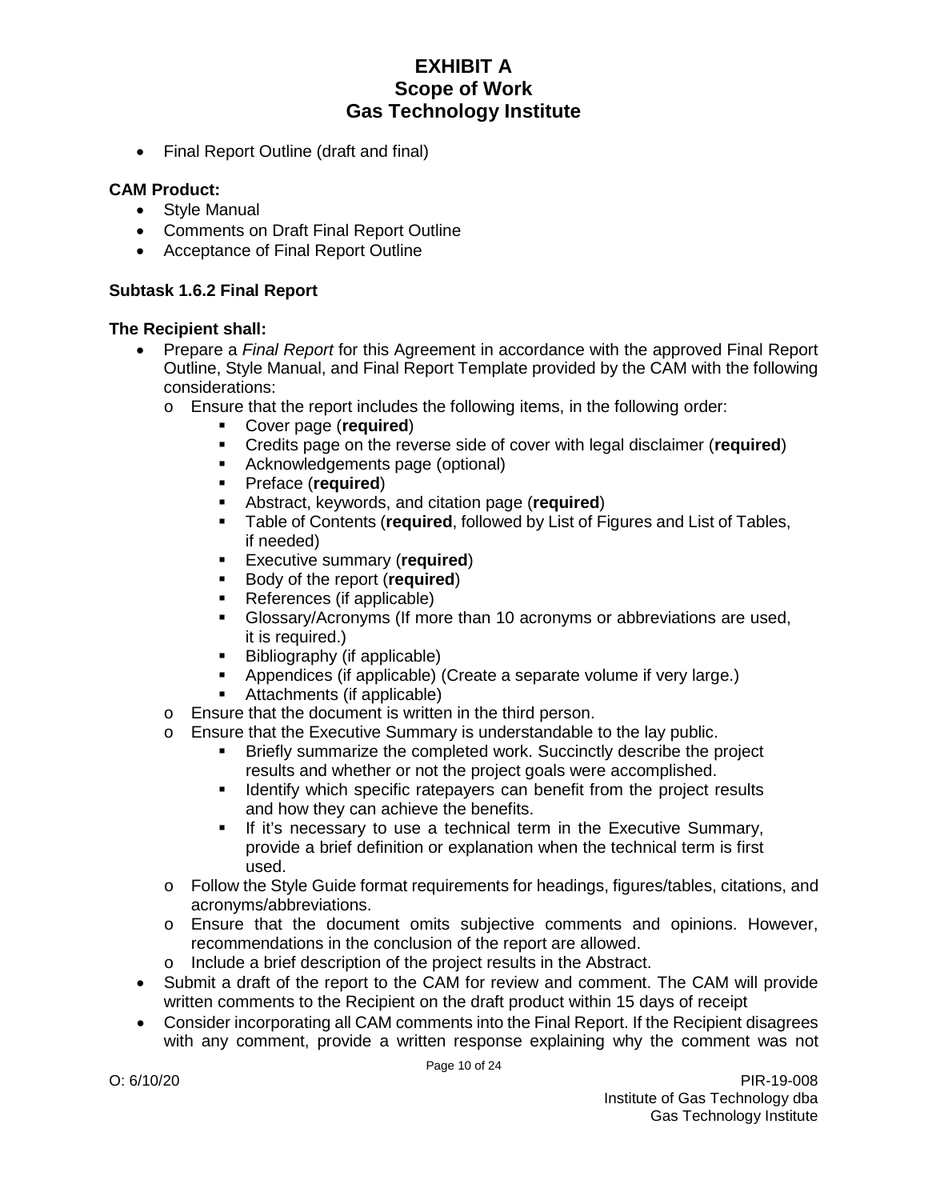- Final Report Outline (draft and final)

**CAM Product:**

- Style Manual
- Comments on Draft Final Report Outline
- Acceptance of Final Report Outline

**Subtask 1.6.2 Final Report**

**The Recipient shall:**

- Prepare a *Final Report* for this Agreement in accordance with the approved Final Report Outline, Style Manual, and Final Report Template provided by the CAM with the following considerations:
    - Ensure that the report includes the following items, in the following order:
        - Cover page (**required**)
        - Credits page on the reverse side of cover with legal disclaimer (**required**)
        - Acknowledgements page (optional)
        - Preface (**required**)
        - Abstract, keywords, and citation page (**required**)
        - Table of Contents (**required**, followed by List of Figures and List of Tables, if needed)
        - Executive summary (**required**)
        - Body of the report (**required**)
        - References (if applicable)
        - Glossary/Acronyms (If more than 10 acronyms or abbreviations are used, it is required.)
        - Bibliography (if applicable)
        - Appendices (if applicable) (Create a separate volume if very large.)
        - Attachments (if applicable)
    - Ensure that the document is written in the third person.
    - Ensure that the Executive Summary is understandable to the lay public.
        - Briefly summarize the completed work. Succinctly describe the project results and whether or not the project goals were accomplished.
        - Identify which specific ratepayers can benefit from the project results and how they can achieve the benefits.
        - If it's necessary to use a technical term in the Executive Summary, provide a brief definition or explanation when the technical term is first used.
    - Follow the Style Guide format requirements for headings, figures/tables, citations, and acronyms/abbreviations.
    - Ensure that the document omits subjective comments and opinions. However, recommendations in the conclusion of the report are allowed.
    - Include a brief description of the project results in the Abstract.
- Submit a draft of the report to the CAM for review and comment. The CAM will provide written comments to the Recipient on the draft product within 15 days of receipt
- Consider incorporating all CAM comments into the Final Report. If the Recipient disagrees with any comment, provide a written response explaining why the comment was not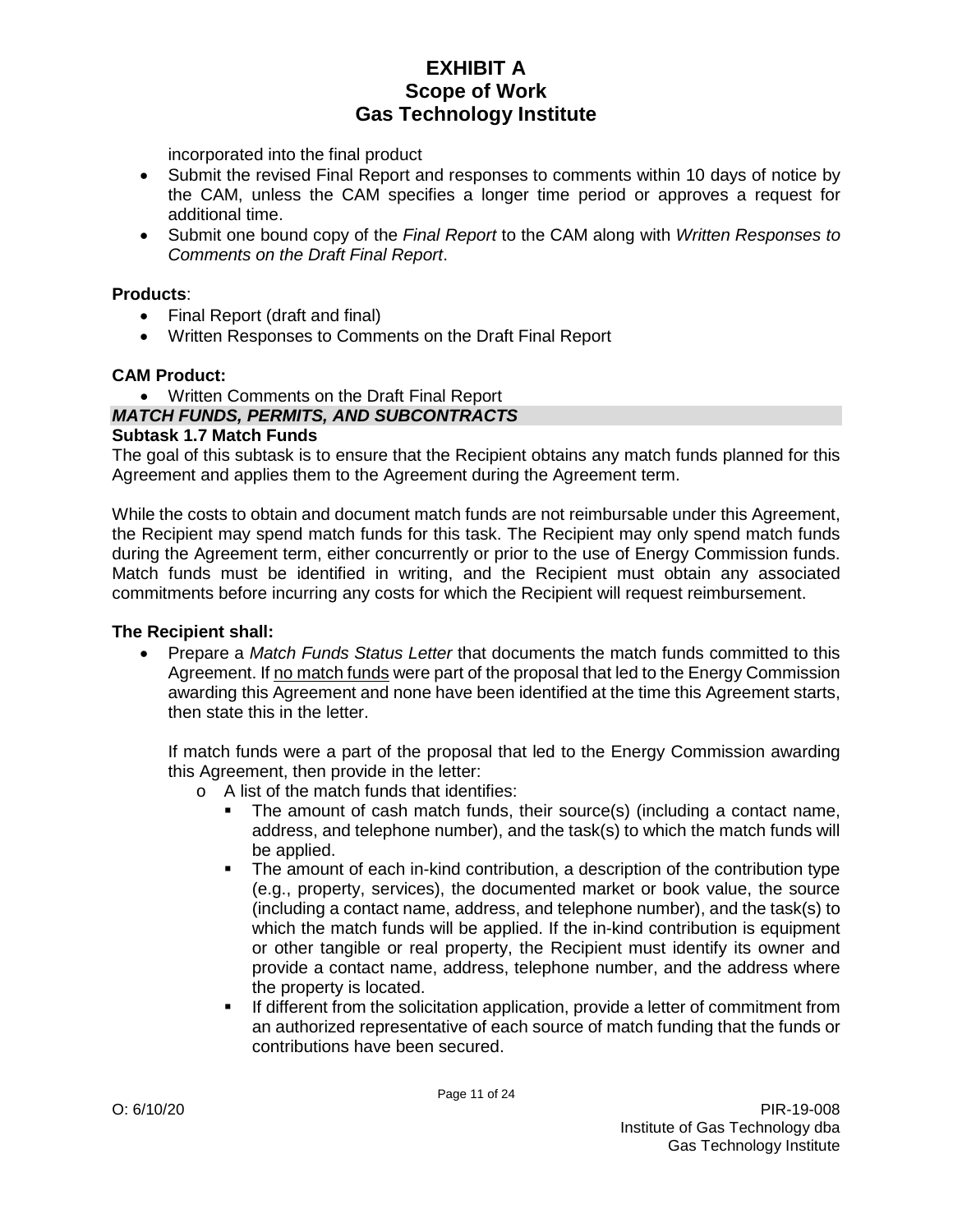incorporated into the final product

- Submit the revised Final Report and responses to comments within 10 days of notice by the CAM, unless the CAM specifies a longer time period or approves a request for additional time.
- Submit one bound copy of the *Final Report* to the CAM along with *Written Responses to Comments on the Draft Final Report*.

**Products**:

- Final Report (draft and final)
- Written Responses to Comments on the Draft Final Report

**CAM Product:**

- Written Comments on the Draft Final Report

***MATCH FUNDS, PERMITS, AND SUBCONTRACTS***

**Subtask 1.7 Match Funds**

The goal of this subtask is to ensure that the Recipient obtains any match funds planned for this Agreement and applies them to the Agreement during the Agreement term.

While the costs to obtain and document match funds are not reimbursable under this Agreement, the Recipient may spend match funds for this task. The Recipient may only spend match funds during the Agreement term, either concurrently or prior to the use of Energy Commission funds. Match funds must be identified in writing, and the Recipient must obtain any associated commitments before incurring any costs for which the Recipient will request reimbursement.

**The Recipient shall:**

- Prepare a *Match Funds Status Letter* that documents the match funds committed to this Agreement. If no match funds were part of the proposal that led to the Energy Commission awarding this Agreement and none have been identified at the time this Agreement starts, then state this in the letter.

  If match funds were a part of the proposal that led to the Energy Commission awarding this Agreement, then provide in the letter:
  - A list of the match funds that identifies:
    - The amount of cash match funds, their source(s) (including a contact name, address, and telephone number), and the task(s) to which the match funds will be applied.
    - The amount of each in-kind contribution, a description of the contribution type (e.g., property, services), the documented market or book value, the source (including a contact name, address, and telephone number), and the task(s) to which the match funds will be applied. If the in-kind contribution is equipment or other tangible or real property, the Recipient must identify its owner and provide a contact name, address, telephone number, and the address where the property is located.
    - If different from the solicitation application, provide a letter of commitment from an authorized representative of each source of match funding that the funds or contributions have been secured.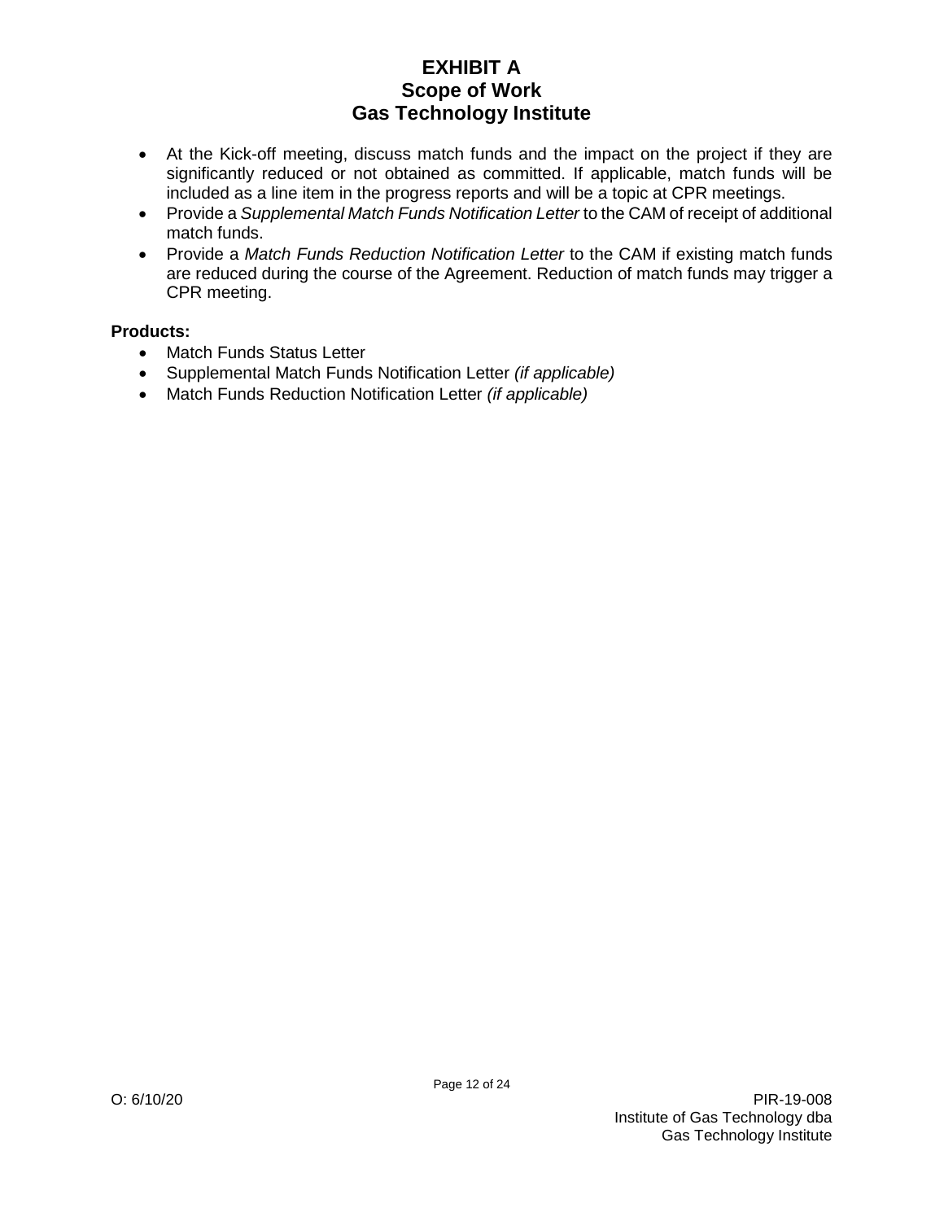- At the Kick-off meeting, discuss match funds and the impact on the project if they are significantly reduced or not obtained as committed. If applicable, match funds will be included as a line item in the progress reports and will be a topic at CPR meetings.
- Provide a *Supplemental Match Funds Notification Letter* to the CAM of receipt of additional match funds.
- Provide a *Match Funds Reduction Notification Letter* to the CAM if existing match funds are reduced during the course of the Agreement. Reduction of match funds may trigger a CPR meeting.

**Products:**

- Match Funds Status Letter
- Supplemental Match Funds Notification Letter *(if applicable)*
- Match Funds Reduction Notification Letter *(if applicable)*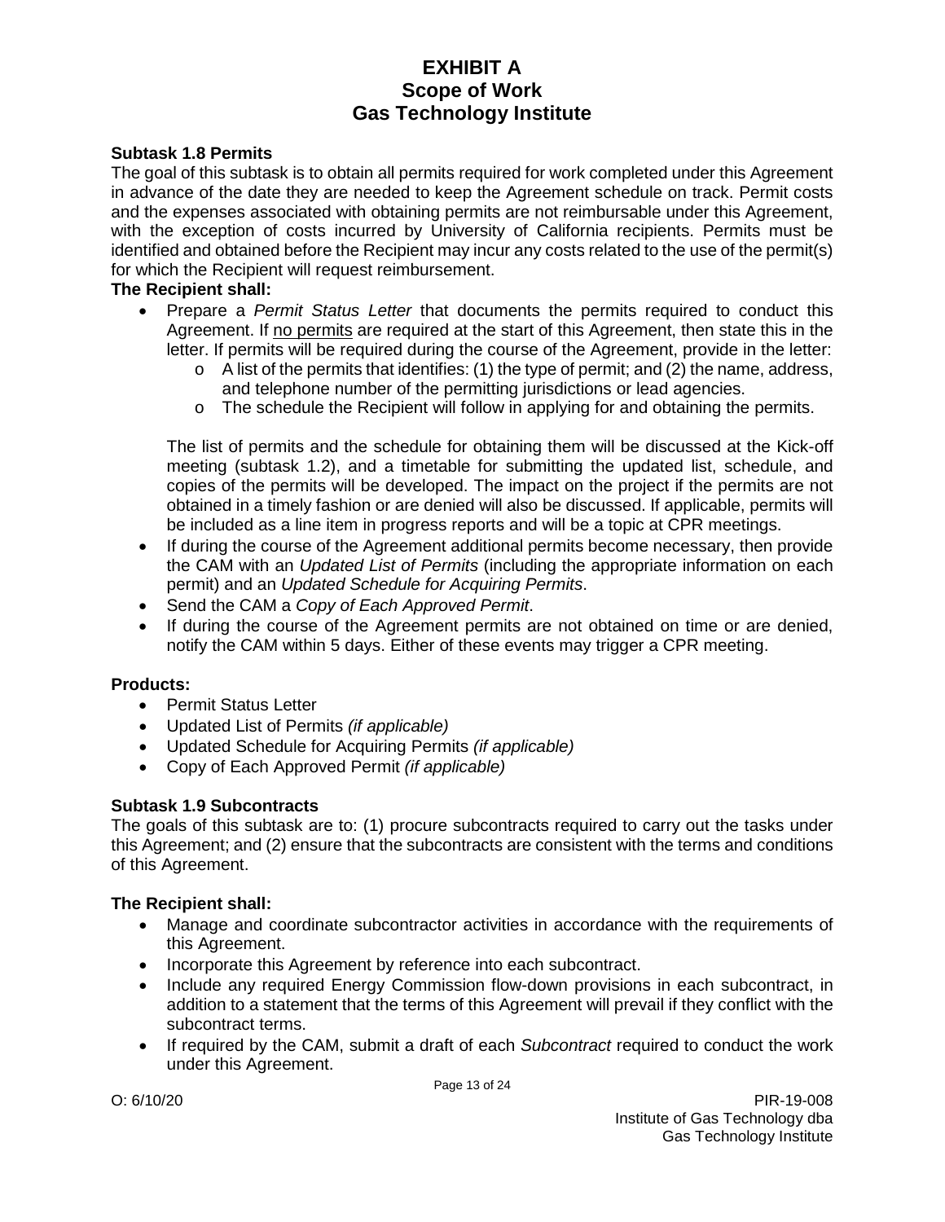### Subtask 1.8 Permits

The goal of this subtask is to obtain all permits required for work completed under this Agreement in advance of the date they are needed to keep the Agreement schedule on track. Permit costs and the expenses associated with obtaining permits are not reimbursable under this Agreement, with the exception of costs incurred by University of California recipients. Permits must be identified and obtained before the Recipient may incur any costs related to the use of the permit(s) for which the Recipient will request reimbursement.

**The Recipient shall:**

- Prepare a *Permit Status Letter* that documents the permits required to conduct this Agreement. If no permits are required at the start of this Agreement, then state this in the letter. If permits will be required during the course of the Agreement, provide in the letter:
  - A list of the permits that identifies: (1) the type of permit; and (2) the name, address, and telephone number of the permitting jurisdictions or lead agencies.
  - The schedule the Recipient will follow in applying for and obtaining the permits.

  The list of permits and the schedule for obtaining them will be discussed at the Kick-off meeting (subtask 1.2), and a timetable for submitting the updated list, schedule, and copies of the permits will be developed. The impact on the project if the permits are not obtained in a timely fashion or are denied will also be discussed. If applicable, permits will be included as a line item in progress reports and will be a topic at CPR meetings.
- If during the course of the Agreement additional permits become necessary, then provide the CAM with an *Updated List of Permits* (including the appropriate information on each permit) and an *Updated Schedule for Acquiring Permits*.
- Send the CAM a *Copy of Each Approved Permit*.
- If during the course of the Agreement permits are not obtained on time or are denied, notify the CAM within 5 days. Either of these events may trigger a CPR meeting.

**Products:**

- Permit Status Letter
- Updated List of Permits *(if applicable)*
- Updated Schedule for Acquiring Permits *(if applicable)*
- Copy of Each Approved Permit *(if applicable)*

### Subtask 1.9 Subcontracts

The goals of this subtask are to: (1) procure subcontracts required to carry out the tasks under this Agreement; and (2) ensure that the subcontracts are consistent with the terms and conditions of this Agreement.

**The Recipient shall:**

- Manage and coordinate subcontractor activities in accordance with the requirements of this Agreement.
- Incorporate this Agreement by reference into each subcontract.
- Include any required Energy Commission flow-down provisions in each subcontract, in addition to a statement that the terms of this Agreement will prevail if they conflict with the subcontract terms.
- If required by the CAM, submit a draft of each *Subcontract* required to conduct the work under this Agreement.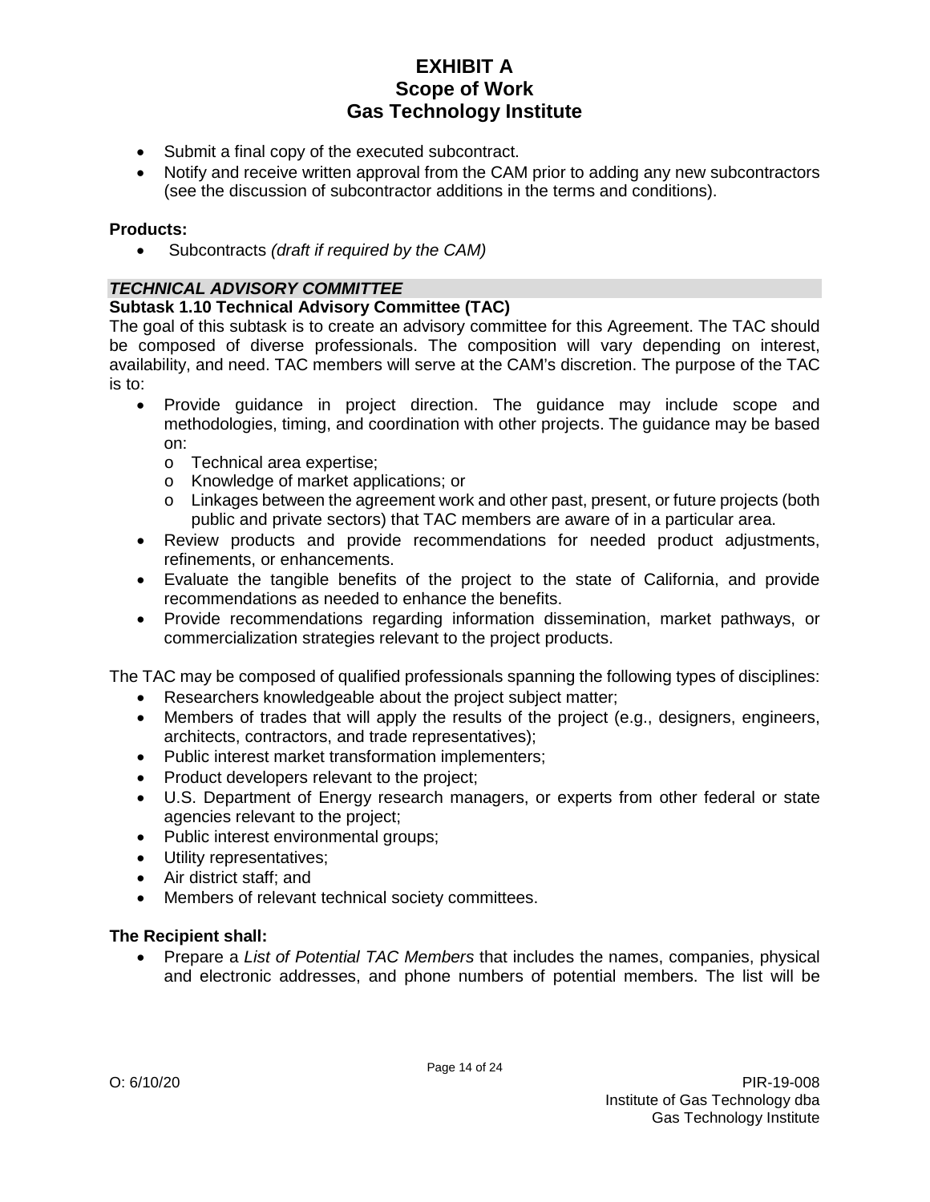- Submit a final copy of the executed subcontract.
- Notify and receive written approval from the CAM prior to adding any new subcontractors (see the discussion of subcontractor additions in the terms and conditions).

**Products:**

- Subcontracts *(draft if required by the CAM)*

## *TECHNICAL ADVISORY COMMITTEE*

### Subtask 1.10 Technical Advisory Committee (TAC)

The goal of this subtask is to create an advisory committee for this Agreement. The TAC should be composed of diverse professionals. The composition will vary depending on interest, availability, and need. TAC members will serve at the CAM's discretion. The purpose of the TAC is to:

- Provide guidance in project direction. The guidance may include scope and methodologies, timing, and coordination with other projects. The guidance may be based on:
  - Technical area expertise;
  - Knowledge of market applications; or
  - Linkages between the agreement work and other past, present, or future projects (both public and private sectors) that TAC members are aware of in a particular area.
- Review products and provide recommendations for needed product adjustments, refinements, or enhancements.
- Evaluate the tangible benefits of the project to the state of California, and provide recommendations as needed to enhance the benefits.
- Provide recommendations regarding information dissemination, market pathways, or commercialization strategies relevant to the project products.

The TAC may be composed of qualified professionals spanning the following types of disciplines:

- Researchers knowledgeable about the project subject matter;
- Members of trades that will apply the results of the project (e.g., designers, engineers, architects, contractors, and trade representatives);
- Public interest market transformation implementers;
- Product developers relevant to the project;
- U.S. Department of Energy research managers, or experts from other federal or state agencies relevant to the project;
- Public interest environmental groups;
- Utility representatives;
- Air district staff; and
- Members of relevant technical society committees.

**The Recipient shall:**

- Prepare a *List of Potential TAC Members* that includes the names, companies, physical and electronic addresses, and phone numbers of potential members. The list will be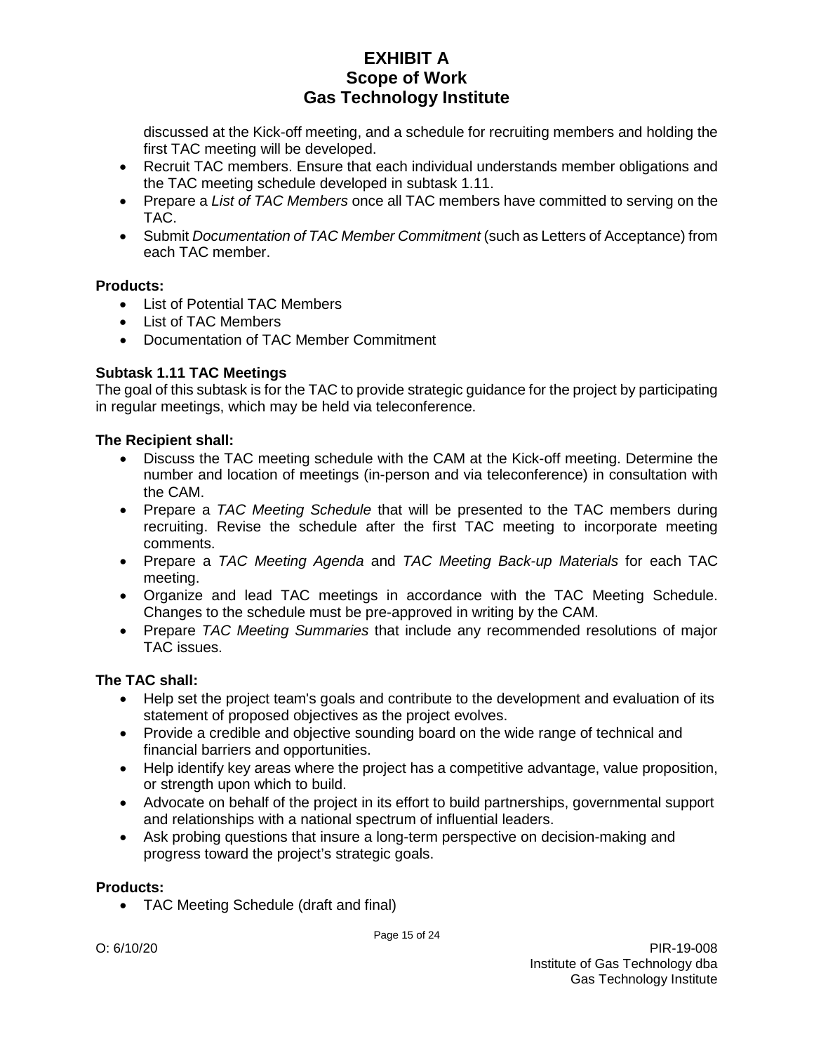discussed at the Kick-off meeting, and a schedule for recruiting members and holding the first TAC meeting will be developed.

- Recruit TAC members. Ensure that each individual understands member obligations and the TAC meeting schedule developed in subtask 1.11.
- Prepare a *List of TAC Members* once all TAC members have committed to serving on the TAC.
- Submit *Documentation of TAC Member Commitment* (such as Letters of Acceptance) from each TAC member.

**Products:**

- List of Potential TAC Members
- List of TAC Members
- Documentation of TAC Member Commitment

**Subtask 1.11 TAC Meetings**

The goal of this subtask is for the TAC to provide strategic guidance for the project by participating in regular meetings, which may be held via teleconference.

**The Recipient shall:**

- Discuss the TAC meeting schedule with the CAM at the Kick-off meeting. Determine the number and location of meetings (in-person and via teleconference) in consultation with the CAM.
- Prepare a *TAC Meeting Schedule* that will be presented to the TAC members during recruiting. Revise the schedule after the first TAC meeting to incorporate meeting comments.
- Prepare a *TAC Meeting Agenda* and *TAC Meeting Back-up Materials* for each TAC meeting.
- Organize and lead TAC meetings in accordance with the TAC Meeting Schedule. Changes to the schedule must be pre-approved in writing by the CAM.
- Prepare *TAC Meeting Summaries* that include any recommended resolutions of major TAC issues.

**The TAC shall:**

- Help set the project team's goals and contribute to the development and evaluation of its statement of proposed objectives as the project evolves.
- Provide a credible and objective sounding board on the wide range of technical and financial barriers and opportunities.
- Help identify key areas where the project has a competitive advantage, value proposition, or strength upon which to build.
- Advocate on behalf of the project in its effort to build partnerships, governmental support and relationships with a national spectrum of influential leaders.
- Ask probing questions that insure a long-term perspective on decision-making and progress toward the project's strategic goals.

**Products:**

- TAC Meeting Schedule (draft and final)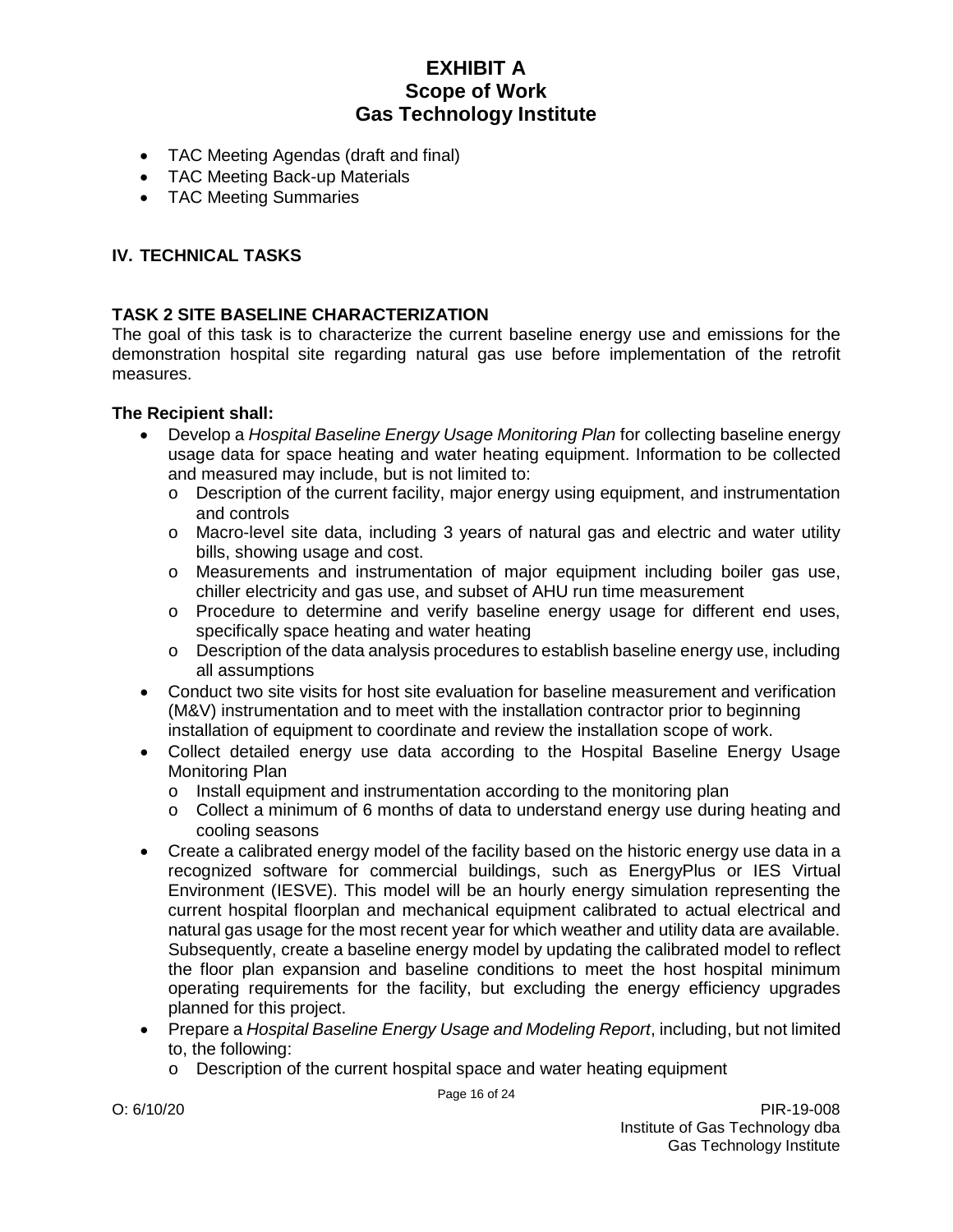- TAC Meeting Agendas (draft and final)
- TAC Meeting Back-up Materials
- TAC Meeting Summaries

## IV. TECHNICAL TASKS

### TASK 2 SITE BASELINE CHARACTERIZATION

The goal of this task is to characterize the current baseline energy use and emissions for the demonstration hospital site regarding natural gas use before implementation of the retrofit measures.

**The Recipient shall:**

- Develop a *Hospital Baseline Energy Usage Monitoring Plan* for collecting baseline energy usage data for space heating and water heating equipment. Information to be collected and measured may include, but is not limited to:
  - Description of the current facility, major energy using equipment, and instrumentation and controls
  - Macro-level site data, including 3 years of natural gas and electric and water utility bills, showing usage and cost.
  - Measurements and instrumentation of major equipment including boiler gas use, chiller electricity and gas use, and subset of AHU run time measurement
  - Procedure to determine and verify baseline energy usage for different end uses, specifically space heating and water heating
  - Description of the data analysis procedures to establish baseline energy use, including all assumptions
- Conduct two site visits for host site evaluation for baseline measurement and verification (M&V) instrumentation and to meet with the installation contractor prior to beginning installation of equipment to coordinate and review the installation scope of work.
- Collect detailed energy use data according to the Hospital Baseline Energy Usage Monitoring Plan
  - Install equipment and instrumentation according to the monitoring plan
  - Collect a minimum of 6 months of data to understand energy use during heating and cooling seasons
- Create a calibrated energy model of the facility based on the historic energy use data in a recognized software for commercial buildings, such as EnergyPlus or IES Virtual Environment (IESVE). This model will be an hourly energy simulation representing the current hospital floorplan and mechanical equipment calibrated to actual electrical and natural gas usage for the most recent year for which weather and utility data are available. Subsequently, create a baseline energy model by updating the calibrated model to reflect the floor plan expansion and baseline conditions to meet the host hospital minimum operating requirements for the facility, but excluding the energy efficiency upgrades planned for this project.
- Prepare a *Hospital Baseline Energy Usage and Modeling Report*, including, but not limited to, the following:
  - Description of the current hospital space and water heating equipment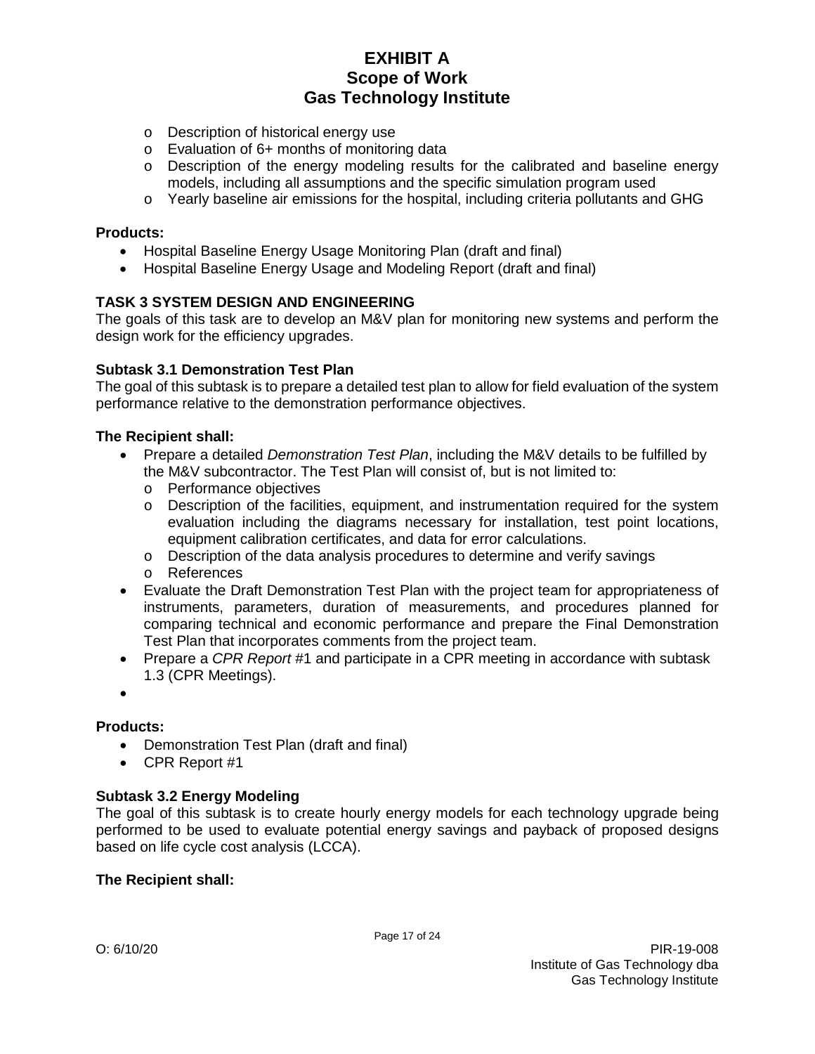- Description of historical energy use
  - Evaluation of 6+ months of monitoring data
  - Description of the energy modeling results for the calibrated and baseline energy models, including all assumptions and the specific simulation program used
  - Yearly baseline air emissions for the hospital, including criteria pollutants and GHG

**Products:**

- Hospital Baseline Energy Usage Monitoring Plan (draft and final)
- Hospital Baseline Energy Usage and Modeling Report (draft and final)

## TASK 3 SYSTEM DESIGN AND ENGINEERING

The goals of this task are to develop an M&V plan for monitoring new systems and perform the design work for the efficiency upgrades.

### Subtask 3.1 Demonstration Test Plan

The goal of this subtask is to prepare a detailed test plan to allow for field evaluation of the system performance relative to the demonstration performance objectives.

**The Recipient shall:**

- Prepare a detailed *Demonstration Test Plan*, including the M&V details to be fulfilled by the M&V subcontractor. The Test Plan will consist of, but is not limited to:
  - Performance objectives
  - Description of the facilities, equipment, and instrumentation required for the system evaluation including the diagrams necessary for installation, test point locations, equipment calibration certificates, and data for error calculations.
  - Description of the data analysis procedures to determine and verify savings
  - References
- Evaluate the Draft Demonstration Test Plan with the project team for appropriateness of instruments, parameters, duration of measurements, and procedures planned for comparing technical and economic performance and prepare the Final Demonstration Test Plan that incorporates comments from the project team.
- Prepare a *CPR Report* #1 and participate in a CPR meeting in accordance with subtask 1.3 (CPR Meetings).
- 

**Products:**

- Demonstration Test Plan (draft and final)
- CPR Report #1

### Subtask 3.2 Energy Modeling

The goal of this subtask is to create hourly energy models for each technology upgrade being performed to be used to evaluate potential energy savings and payback of proposed designs based on life cycle cost analysis (LCCA).

**The Recipient shall:**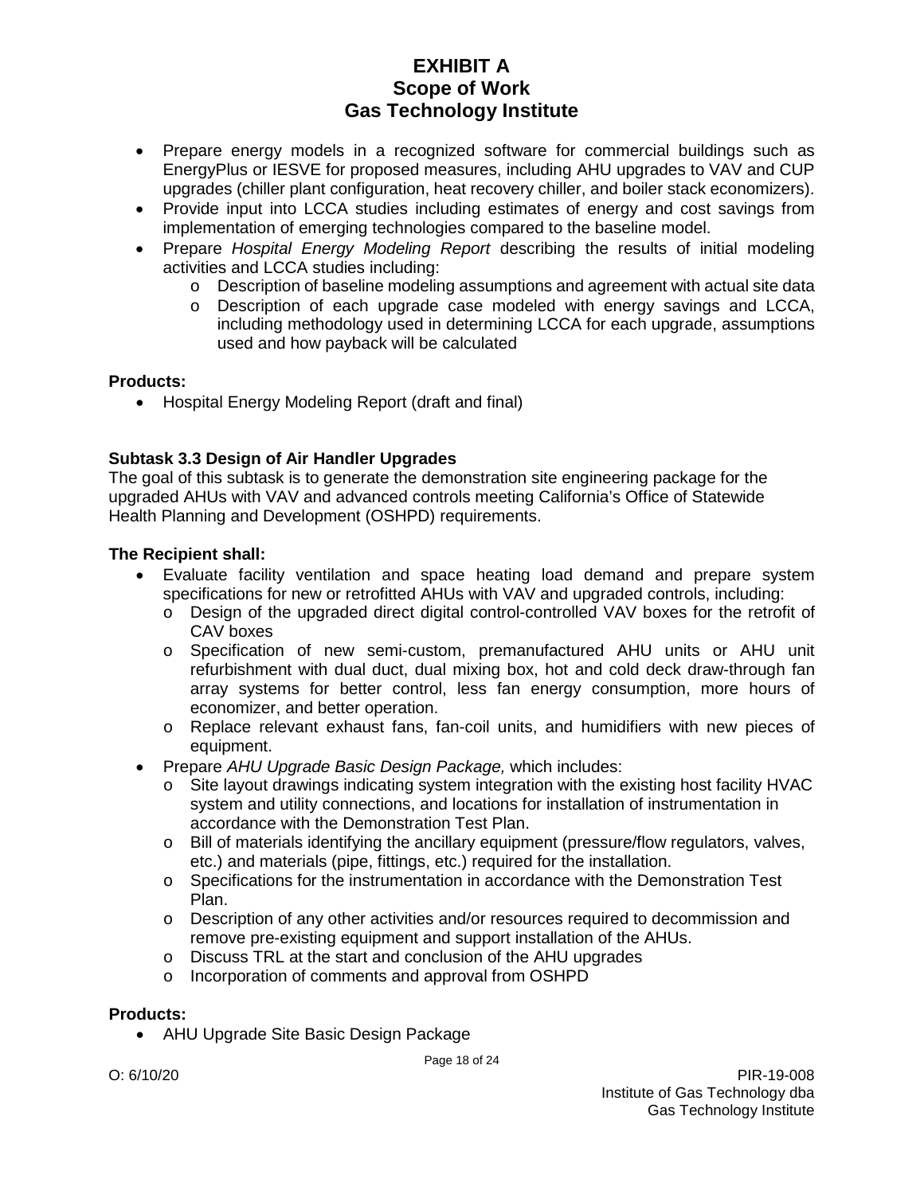- Prepare energy models in a recognized software for commercial buildings such as EnergyPlus or IESVE for proposed measures, including AHU upgrades to VAV and CUP upgrades (chiller plant configuration, heat recovery chiller, and boiler stack economizers).
- Provide input into LCCA studies including estimates of energy and cost savings from implementation of emerging technologies compared to the baseline model.
- Prepare *Hospital Energy Modeling Report* describing the results of initial modeling activities and LCCA studies including:
  - Description of baseline modeling assumptions and agreement with actual site data
  - Description of each upgrade case modeled with energy savings and LCCA, including methodology used in determining LCCA for each upgrade, assumptions used and how payback will be calculated

**Products:**

- Hospital Energy Modeling Report (draft and final)

**Subtask 3.3 Design of Air Handler Upgrades**

The goal of this subtask is to generate the demonstration site engineering package for the upgraded AHUs with VAV and advanced controls meeting California's Office of Statewide Health Planning and Development (OSHPD) requirements.

**The Recipient shall:**

- Evaluate facility ventilation and space heating load demand and prepare system specifications for new or retrofitted AHUs with VAV and upgraded controls, including:
  - Design of the upgraded direct digital control-controlled VAV boxes for the retrofit of CAV boxes
  - Specification of new semi-custom, premanufactured AHU units or AHU unit refurbishment with dual duct, dual mixing box, hot and cold deck draw-through fan array systems for better control, less fan energy consumption, more hours of economizer, and better operation.
  - Replace relevant exhaust fans, fan-coil units, and humidifiers with new pieces of equipment.
- Prepare *AHU Upgrade Basic Design Package,* which includes:
  - Site layout drawings indicating system integration with the existing host facility HVAC system and utility connections, and locations for installation of instrumentation in accordance with the Demonstration Test Plan.
  - Bill of materials identifying the ancillary equipment (pressure/flow regulators, valves, etc.) and materials (pipe, fittings, etc.) required for the installation.
  - Specifications for the instrumentation in accordance with the Demonstration Test Plan.
  - Description of any other activities and/or resources required to decommission and remove pre-existing equipment and support installation of the AHUs.
  - Discuss TRL at the start and conclusion of the AHU upgrades
  - Incorporation of comments and approval from OSHPD

**Products:**

- AHU Upgrade Site Basic Design Package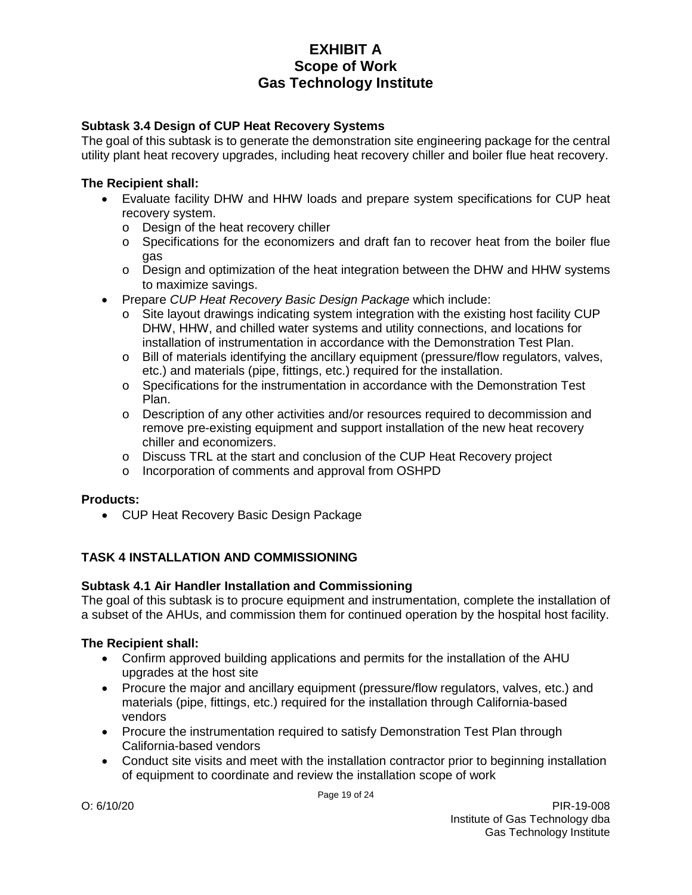**Subtask 3.4 Design of CUP Heat Recovery Systems**

The goal of this subtask is to generate the demonstration site engineering package for the central utility plant heat recovery upgrades, including heat recovery chiller and boiler flue heat recovery.

**The Recipient shall:**

- Evaluate facility DHW and HHW loads and prepare system specifications for CUP heat recovery system.
  - Design of the heat recovery chiller
  - Specifications for the economizers and draft fan to recover heat from the boiler flue gas
  - Design and optimization of the heat integration between the DHW and HHW systems to maximize savings.
- Prepare *CUP Heat Recovery Basic Design Package* which include:
  - Site layout drawings indicating system integration with the existing host facility CUP DHW, HHW, and chilled water systems and utility connections, and locations for installation of instrumentation in accordance with the Demonstration Test Plan.
  - Bill of materials identifying the ancillary equipment (pressure/flow regulators, valves, etc.) and materials (pipe, fittings, etc.) required for the installation.
  - Specifications for the instrumentation in accordance with the Demonstration Test Plan.
  - Description of any other activities and/or resources required to decommission and remove pre-existing equipment and support installation of the new heat recovery chiller and economizers.
  - Discuss TRL at the start and conclusion of the CUP Heat Recovery project
  - Incorporation of comments and approval from OSHPD

**Products:**

- CUP Heat Recovery Basic Design Package

## TASK 4 INSTALLATION AND COMMISSIONING

**Subtask 4.1 Air Handler Installation and Commissioning**

The goal of this subtask is to procure equipment and instrumentation, complete the installation of a subset of the AHUs, and commission them for continued operation by the hospital host facility.

**The Recipient shall:**

- Confirm approved building applications and permits for the installation of the AHU upgrades at the host site
- Procure the major and ancillary equipment (pressure/flow regulators, valves, etc.) and materials (pipe, fittings, etc.) required for the installation through California-based vendors
- Procure the instrumentation required to satisfy Demonstration Test Plan through California-based vendors
- Conduct site visits and meet with the installation contractor prior to beginning installation of equipment to coordinate and review the installation scope of work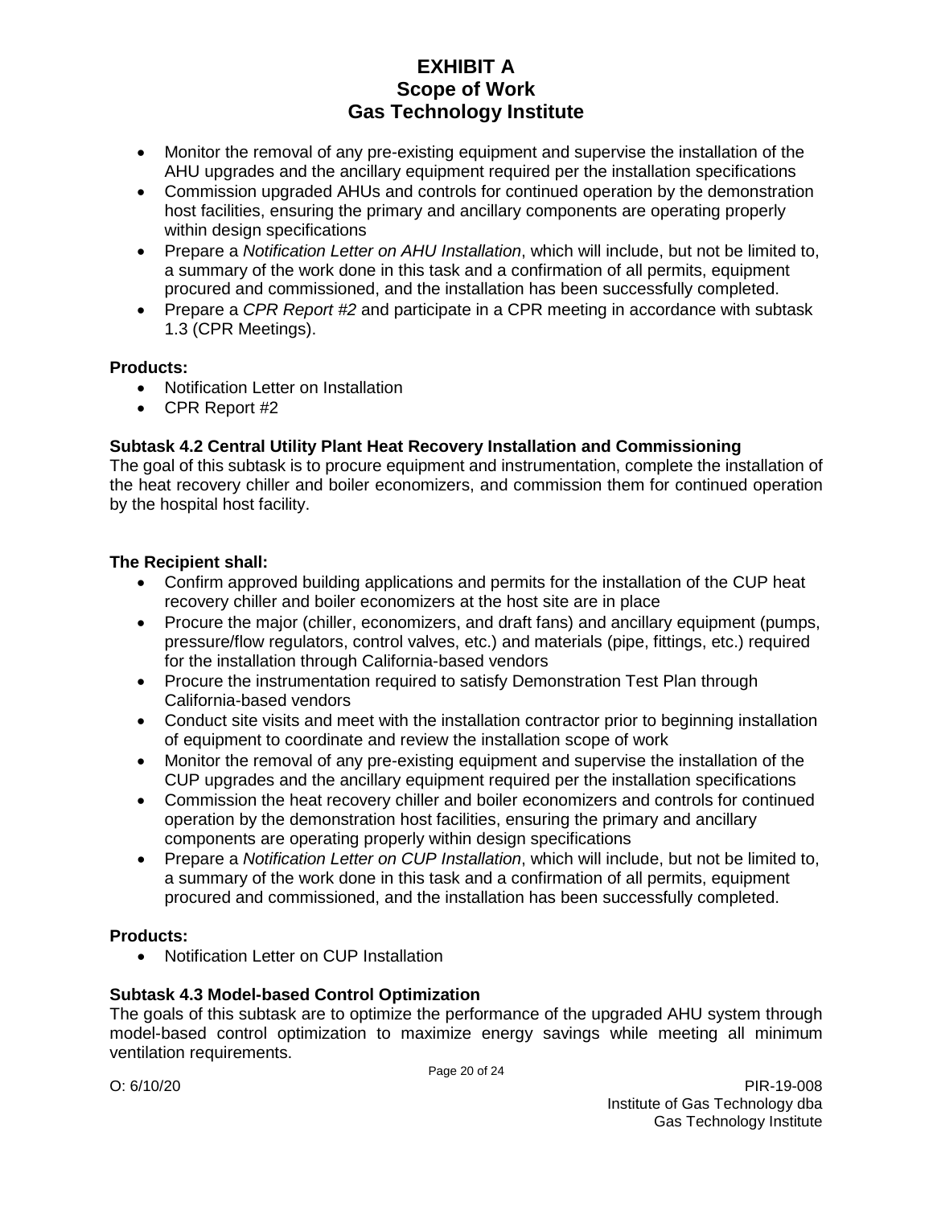- Monitor the removal of any pre-existing equipment and supervise the installation of the AHU upgrades and the ancillary equipment required per the installation specifications
- Commission upgraded AHUs and controls for continued operation by the demonstration host facilities, ensuring the primary and ancillary components are operating properly within design specifications
- Prepare a *Notification Letter on AHU Installation*, which will include, but not be limited to, a summary of the work done in this task and a confirmation of all permits, equipment procured and commissioned, and the installation has been successfully completed.
- Prepare a *CPR Report #2* and participate in a CPR meeting in accordance with subtask 1.3 (CPR Meetings).

**Products:**

- Notification Letter on Installation
- CPR Report #2

**Subtask 4.2 Central Utility Plant Heat Recovery Installation and Commissioning**

The goal of this subtask is to procure equipment and instrumentation, complete the installation of the heat recovery chiller and boiler economizers, and commission them for continued operation by the hospital host facility.

**The Recipient shall:**

- Confirm approved building applications and permits for the installation of the CUP heat recovery chiller and boiler economizers at the host site are in place
- Procure the major (chiller, economizers, and draft fans) and ancillary equipment (pumps, pressure/flow regulators, control valves, etc.) and materials (pipe, fittings, etc.) required for the installation through California-based vendors
- Procure the instrumentation required to satisfy Demonstration Test Plan through California-based vendors
- Conduct site visits and meet with the installation contractor prior to beginning installation of equipment to coordinate and review the installation scope of work
- Monitor the removal of any pre-existing equipment and supervise the installation of the CUP upgrades and the ancillary equipment required per the installation specifications
- Commission the heat recovery chiller and boiler economizers and controls for continued operation by the demonstration host facilities, ensuring the primary and ancillary components are operating properly within design specifications
- Prepare a *Notification Letter on CUP Installation*, which will include, but not be limited to, a summary of the work done in this task and a confirmation of all permits, equipment procured and commissioned, and the installation has been successfully completed.

**Products:**

- Notification Letter on CUP Installation

**Subtask 4.3 Model-based Control Optimization**

The goals of this subtask are to optimize the performance of the upgraded AHU system through model-based control optimization to maximize energy savings while meeting all minimum ventilation requirements.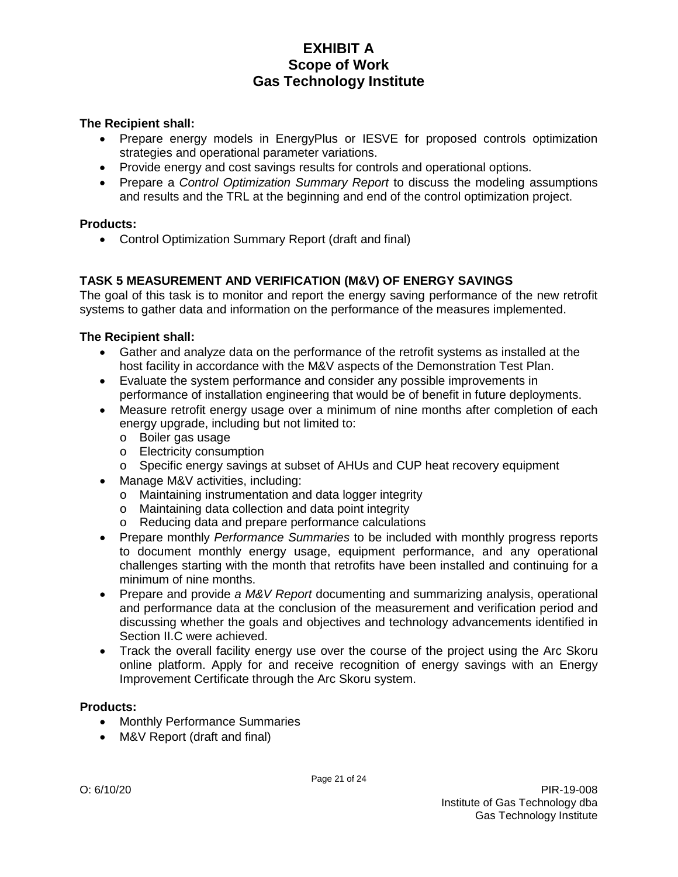**The Recipient shall:**

- Prepare energy models in EnergyPlus or IESVE for proposed controls optimization strategies and operational parameter variations.
- Provide energy and cost savings results for controls and operational options.
- Prepare a *Control Optimization Summary Report* to discuss the modeling assumptions and results and the TRL at the beginning and end of the control optimization project.

**Products:**

- Control Optimization Summary Report (draft and final)

## TASK 5 MEASUREMENT AND VERIFICATION (M&V) OF ENERGY SAVINGS

The goal of this task is to monitor and report the energy saving performance of the new retrofit systems to gather data and information on the performance of the measures implemented.

**The Recipient shall:**

- Gather and analyze data on the performance of the retrofit systems as installed at the host facility in accordance with the M&V aspects of the Demonstration Test Plan.
- Evaluate the system performance and consider any possible improvements in performance of installation engineering that would be of benefit in future deployments.
- Measure retrofit energy usage over a minimum of nine months after completion of each energy upgrade, including but not limited to:
  - Boiler gas usage
  - Electricity consumption
  - Specific energy savings at subset of AHUs and CUP heat recovery equipment
- Manage M&V activities, including:
  - Maintaining instrumentation and data logger integrity
  - Maintaining data collection and data point integrity
  - Reducing data and prepare performance calculations
- Prepare monthly *Performance Summaries* to be included with monthly progress reports to document monthly energy usage, equipment performance, and any operational challenges starting with the month that retrofits have been installed and continuing for a minimum of nine months.
- Prepare and provide *a M&V Report* documenting and summarizing analysis, operational and performance data at the conclusion of the measurement and verification period and discussing whether the goals and objectives and technology advancements identified in Section II.C were achieved.
- Track the overall facility energy use over the course of the project using the Arc Skoru online platform. Apply for and receive recognition of energy savings with an Energy Improvement Certificate through the Arc Skoru system.

**Products:**

- Monthly Performance Summaries
- M&V Report (draft and final)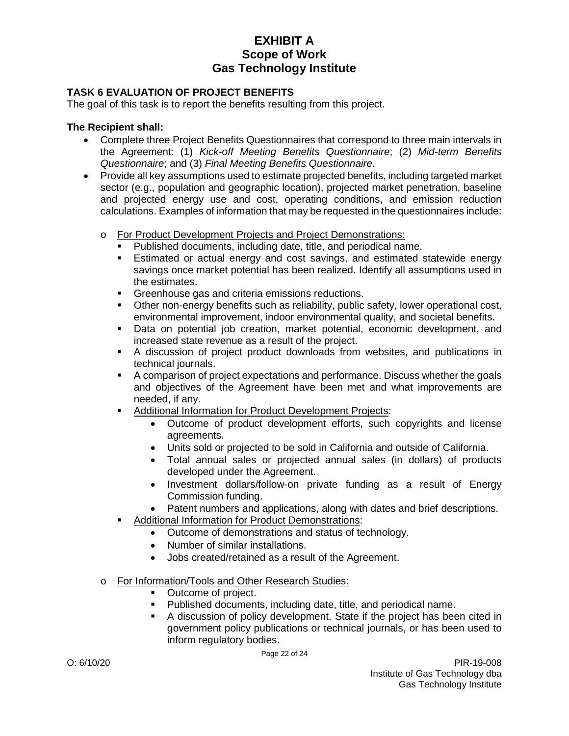# EXHIBIT A
# Scope of Work
# Gas Technology Institute

## TASK 6 EVALUATION OF PROJECT BENEFITS

The goal of this task is to report the benefits resulting from this project.

**The Recipient shall:**

- Complete three Project Benefits Questionnaires that correspond to three main intervals in the Agreement: (1) *Kick-off Meeting Benefits Questionnaire*; (2) *Mid-term Benefits Questionnaire*; and (3) *Final Meeting Benefits Questionnaire*.
- Provide all key assumptions used to estimate projected benefits, including targeted market sector (e.g., population and geographic location), projected market penetration, baseline and projected energy use and cost, operating conditions, and emission reduction calculations. Examples of information that may be requested in the questionnaires include:
  - For Product Development Projects and Project Demonstrations:
    - Published documents, including date, title, and periodical name.
    - Estimated or actual energy and cost savings, and estimated statewide energy savings once market potential has been realized. Identify all assumptions used in the estimates.
    - Greenhouse gas and criteria emissions reductions.
    - Other non-energy benefits such as reliability, public safety, lower operational cost, environmental improvement, indoor environmental quality, and societal benefits.
    - Data on potential job creation, market potential, economic development, and increased state revenue as a result of the project.
    - A discussion of project product downloads from websites, and publications in technical journals.
    - A comparison of project expectations and performance. Discuss whether the goals and objectives of the Agreement have been met and what improvements are needed, if any.
    - Additional Information for Product Development Projects:
      - Outcome of product development efforts, such copyrights and license agreements.
      - Units sold or projected to be sold in California and outside of California.
      - Total annual sales or projected annual sales (in dollars) of products developed under the Agreement.
      - Investment dollars/follow-on private funding as a result of Energy Commission funding.
      - Patent numbers and applications, along with dates and brief descriptions.
    - Additional Information for Product Demonstrations:
      - Outcome of demonstrations and status of technology.
      - Number of similar installations.
      - Jobs created/retained as a result of the Agreement.
  - For Information/Tools and Other Research Studies:
    - Outcome of project.
    - Published documents, including date, title, and periodical name.
    - A discussion of policy development. State if the project has been cited in government policy publications or technical journals, or has been used to inform regulatory bodies.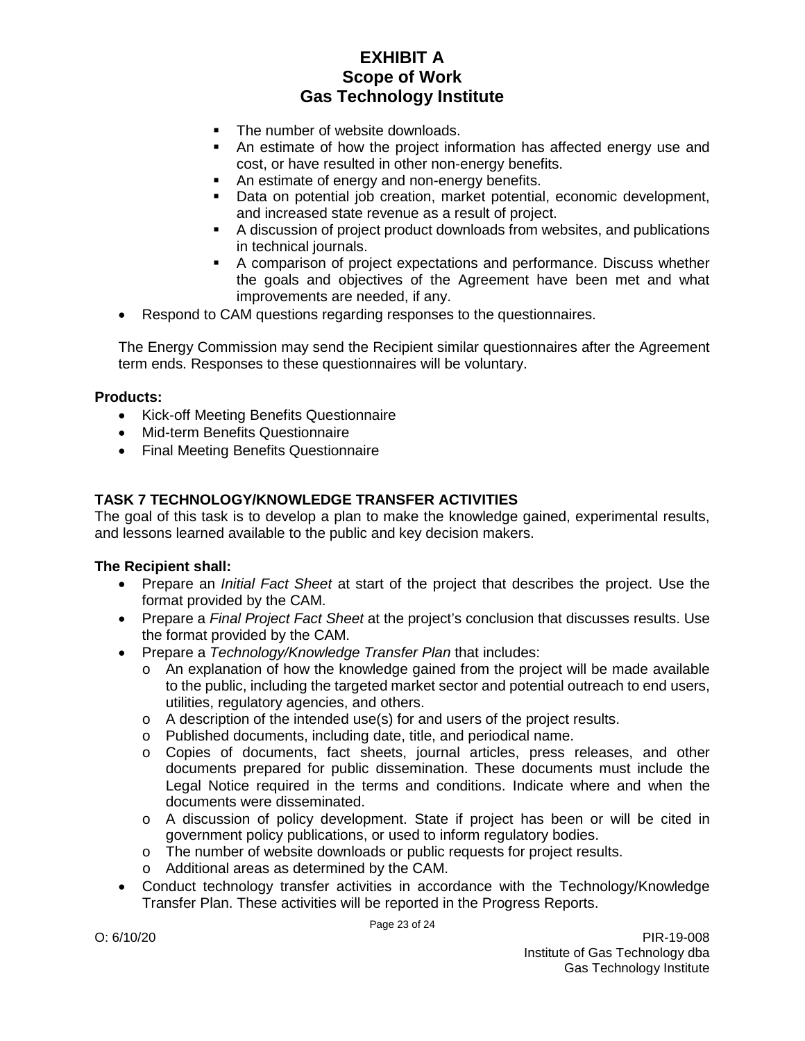- The number of website downloads.
- An estimate of how the project information has affected energy use and cost, or have resulted in other non-energy benefits.
- An estimate of energy and non-energy benefits.
- Data on potential job creation, market potential, economic development, and increased state revenue as a result of project.
- A discussion of project product downloads from websites, and publications in technical journals.
- A comparison of project expectations and performance. Discuss whether the goals and objectives of the Agreement have been met and what improvements are needed, if any.

- Respond to CAM questions regarding responses to the questionnaires.

The Energy Commission may send the Recipient similar questionnaires after the Agreement term ends. Responses to these questionnaires will be voluntary.

**Products:**

- Kick-off Meeting Benefits Questionnaire
- Mid-term Benefits Questionnaire
- Final Meeting Benefits Questionnaire

## TASK 7 TECHNOLOGY/KNOWLEDGE TRANSFER ACTIVITIES

The goal of this task is to develop a plan to make the knowledge gained, experimental results, and lessons learned available to the public and key decision makers.

**The Recipient shall:**

- Prepare an *Initial Fact Sheet* at start of the project that describes the project. Use the format provided by the CAM.
- Prepare a *Final Project Fact Sheet* at the project's conclusion that discusses results. Use the format provided by the CAM.
- Prepare a *Technology/Knowledge Transfer Plan* that includes:
  - An explanation of how the knowledge gained from the project will be made available to the public, including the targeted market sector and potential outreach to end users, utilities, regulatory agencies, and others.
  - A description of the intended use(s) for and users of the project results.
  - Published documents, including date, title, and periodical name.
  - Copies of documents, fact sheets, journal articles, press releases, and other documents prepared for public dissemination. These documents must include the Legal Notice required in the terms and conditions. Indicate where and when the documents were disseminated.
  - A discussion of policy development. State if project has been or will be cited in government policy publications, or used to inform regulatory bodies.
  - The number of website downloads or public requests for project results.
  - Additional areas as determined by the CAM.
- Conduct technology transfer activities in accordance with the Technology/Knowledge Transfer Plan. These activities will be reported in the Progress Reports.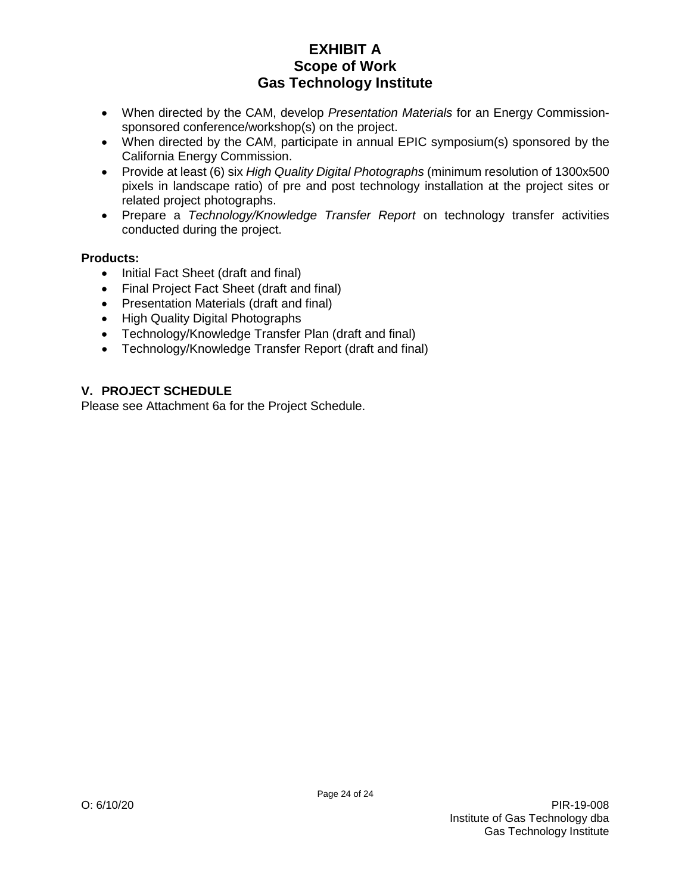- When directed by the CAM, develop *Presentation Materials* for an Energy Commission-sponsored conference/workshop(s) on the project.
- When directed by the CAM, participate in annual EPIC symposium(s) sponsored by the California Energy Commission.
- Provide at least (6) six *High Quality Digital Photographs* (minimum resolution of 1300x500 pixels in landscape ratio) of pre and post technology installation at the project sites or related project photographs.
- Prepare a *Technology/Knowledge Transfer Report* on technology transfer activities conducted during the project.

**Products:**

- Initial Fact Sheet (draft and final)
- Final Project Fact Sheet (draft and final)
- Presentation Materials (draft and final)
- High Quality Digital Photographs
- Technology/Knowledge Transfer Plan (draft and final)
- Technology/Knowledge Transfer Report (draft and final)

## V. PROJECT SCHEDULE

Please see Attachment 6a for the Project Schedule.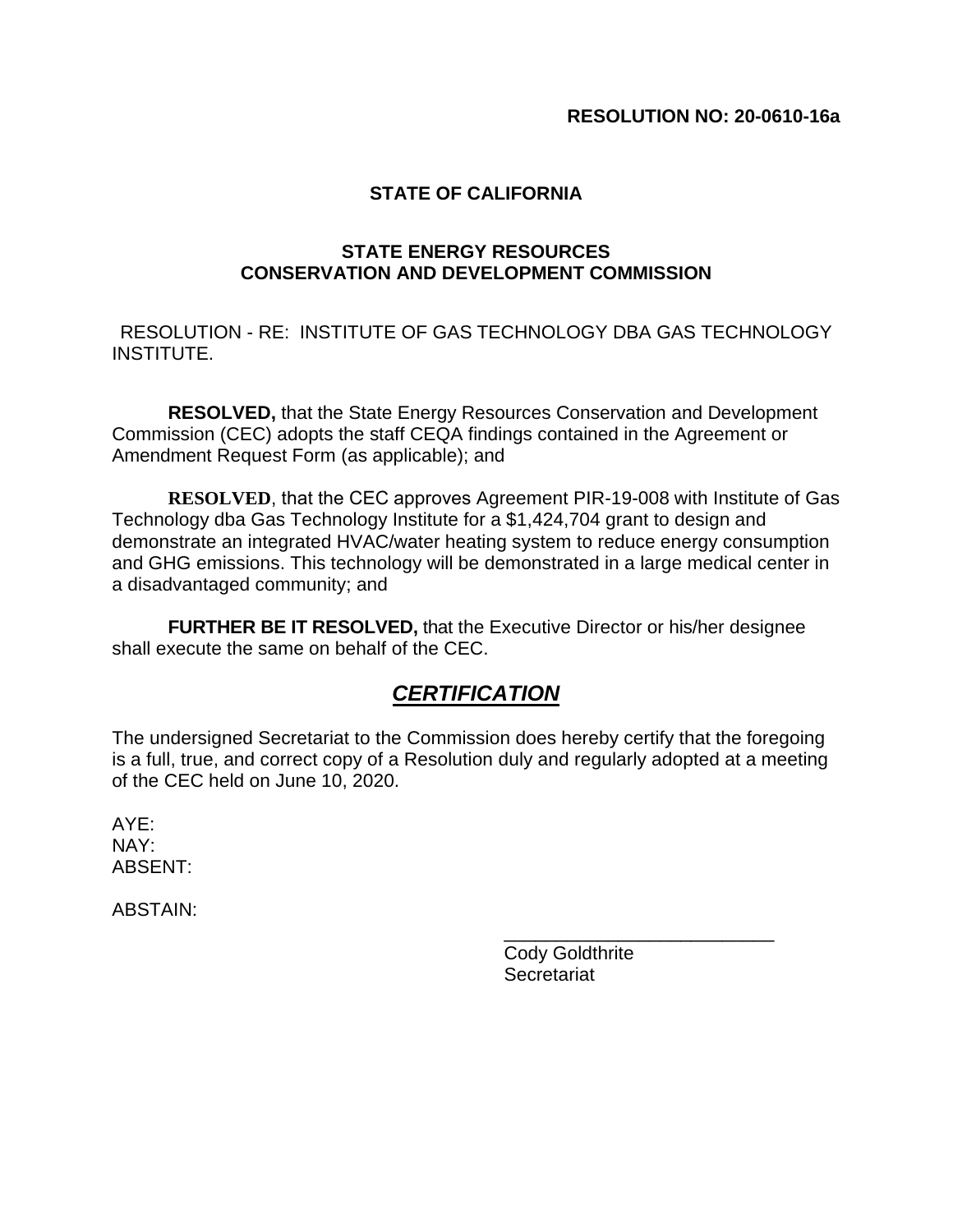**RESOLUTION NO: 20-0610-16a**

**STATE OF CALIFORNIA**

**STATE ENERGY RESOURCES**
**CONSERVATION AND DEVELOPMENT COMMISSION**

RESOLUTION - RE: INSTITUTE OF GAS TECHNOLOGY DBA GAS TECHNOLOGY INSTITUTE.

**RESOLVED,** that the State Energy Resources Conservation and Development Commission (CEC) adopts the staff CEQA findings contained in the Agreement or Amendment Request Form (as applicable); and

**RESOLVED**, that the CEC approves Agreement PIR-19-008 with Institute of Gas Technology dba Gas Technology Institute for a $1,424,704 grant to design and demonstrate an integrated HVAC/water heating system to reduce energy consumption and GHG emissions. This technology will be demonstrated in a large medical center in a disadvantaged community; and

**FURTHER BE IT RESOLVED,** that the Executive Director or his/her designee shall execute the same on behalf of the CEC.

## ***CERTIFICATION***

The undersigned Secretariat to the Commission does hereby certify that the foregoing is a full, true, and correct copy of a Resolution duly and regularly adopted at a meeting of the CEC held on June 10, 2020.

AYE:
NAY:
ABSENT:

ABSTAIN:

\_\_\_\_\_\_\_\_\_\_\_\_\_\_\_\_\_\_\_\_\_\_\_\_\_\_
Cody Goldthrite
Secretariat